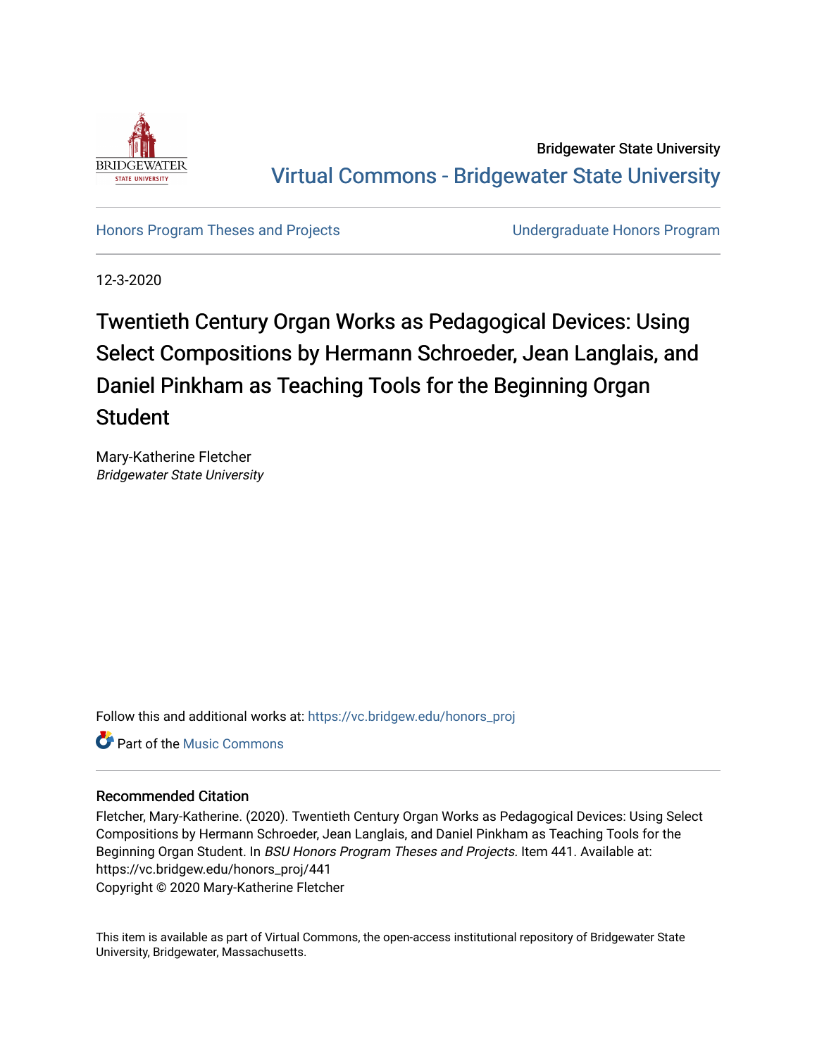Bridgewater State University

Virtual Commons - Bridgewater State University

Honors Program Theses and Projects | Undergraduate Honors Program

12-3-2020

# Twentieth Century Organ Works as Pedagogical Devices: Using Select Compositions by Hermann Schroeder, Jean Langlais, and Daniel Pinkham as Teaching Tools for the Beginning Organ Student

Mary-Katherine Fletcher
*Bridgewater State University*

Follow this and additional works at: https://vc.bridgew.edu/honors_proj

Part of the Music Commons

## Recommended Citation

Fletcher, Mary-Katherine. (2020). Twentieth Century Organ Works as Pedagogical Devices: Using Select Compositions by Hermann Schroeder, Jean Langlais, and Daniel Pinkham as Teaching Tools for the Beginning Organ Student. In *BSU Honors Program Theses and Projects.* Item 441. Available at: https://vc.bridgew.edu/honors_proj/441
Copyright © 2020 Mary-Katherine Fletcher

This item is available as part of Virtual Commons, the open-access institutional repository of Bridgewater State University, Bridgewater, Massachusetts.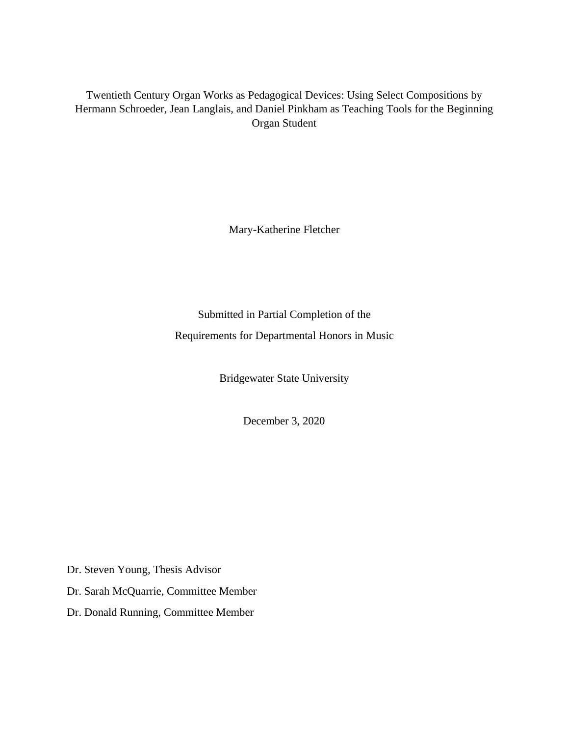# Twentieth Century Organ Works as Pedagogical Devices: Using Select Compositions by Hermann Schroeder, Jean Langlais, and Daniel Pinkham as Teaching Tools for the Beginning Organ Student

Mary-Katherine Fletcher

Submitted in Partial Completion of the

Requirements for Departmental Honors in Music

Bridgewater State University

December 3, 2020

Dr. Steven Young, Thesis Advisor

Dr. Sarah McQuarrie, Committee Member

Dr. Donald Running, Committee Member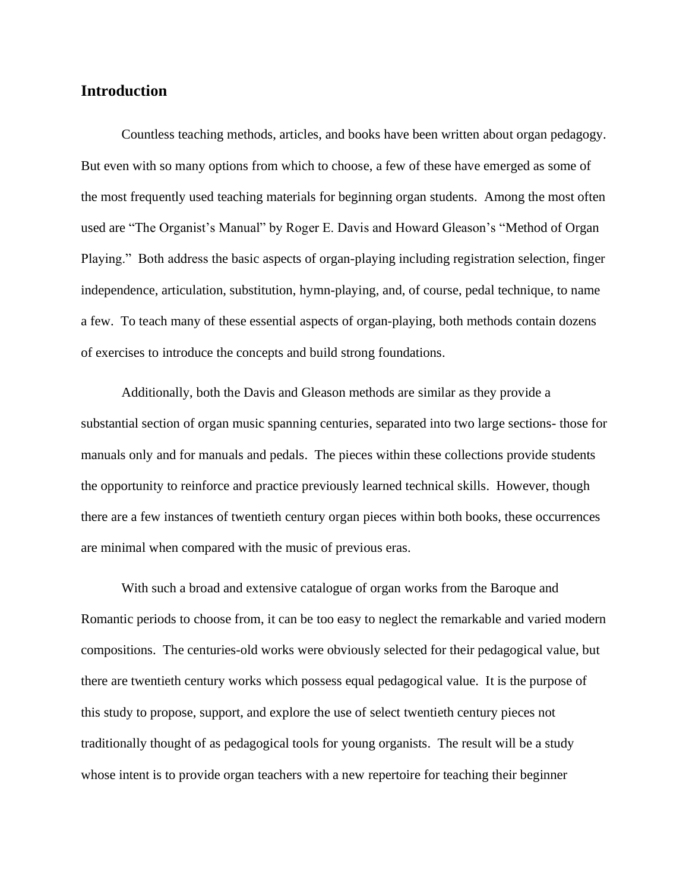## Introduction

Countless teaching methods, articles, and books have been written about organ pedagogy. But even with so many options from which to choose, a few of these have emerged as some of the most frequently used teaching materials for beginning organ students. Among the most often used are "The Organist's Manual" by Roger E. Davis and Howard Gleason's "Method of Organ Playing." Both address the basic aspects of organ-playing including registration selection, finger independence, articulation, substitution, hymn-playing, and, of course, pedal technique, to name a few. To teach many of these essential aspects of organ-playing, both methods contain dozens of exercises to introduce the concepts and build strong foundations.

Additionally, both the Davis and Gleason methods are similar as they provide a substantial section of organ music spanning centuries, separated into two large sections- those for manuals only and for manuals and pedals. The pieces within these collections provide students the opportunity to reinforce and practice previously learned technical skills. However, though there are a few instances of twentieth century organ pieces within both books, these occurrences are minimal when compared with the music of previous eras.

With such a broad and extensive catalogue of organ works from the Baroque and Romantic periods to choose from, it can be too easy to neglect the remarkable and varied modern compositions. The centuries-old works were obviously selected for their pedagogical value, but there are twentieth century works which possess equal pedagogical value. It is the purpose of this study to propose, support, and explore the use of select twentieth century pieces not traditionally thought of as pedagogical tools for young organists. The result will be a study whose intent is to provide organ teachers with a new repertoire for teaching their beginner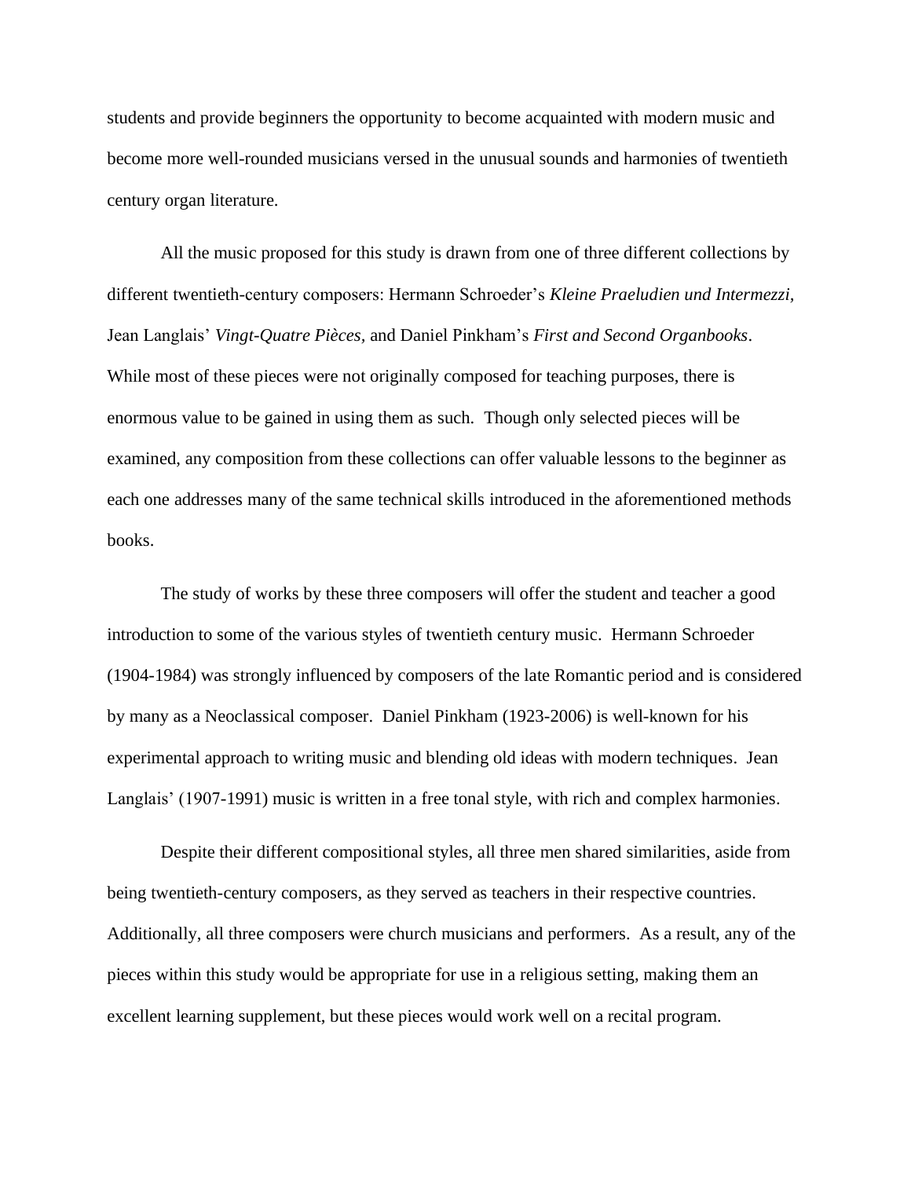students and provide beginners the opportunity to become acquainted with modern music and become more well-rounded musicians versed in the unusual sounds and harmonies of twentieth century organ literature.

All the music proposed for this study is drawn from one of three different collections by different twentieth-century composers: Hermann Schroeder's *Kleine Praeludien und Intermezzi,* Jean Langlais' *Vingt-Quatre Pièces,* and Daniel Pinkham's *First and Second Organbooks*. While most of these pieces were not originally composed for teaching purposes, there is enormous value to be gained in using them as such. Though only selected pieces will be examined, any composition from these collections can offer valuable lessons to the beginner as each one addresses many of the same technical skills introduced in the aforementioned methods books.

The study of works by these three composers will offer the student and teacher a good introduction to some of the various styles of twentieth century music. Hermann Schroeder (1904-1984) was strongly influenced by composers of the late Romantic period and is considered by many as a Neoclassical composer. Daniel Pinkham (1923-2006) is well-known for his experimental approach to writing music and blending old ideas with modern techniques. Jean Langlais' (1907-1991) music is written in a free tonal style, with rich and complex harmonies.

Despite their different compositional styles, all three men shared similarities, aside from being twentieth-century composers, as they served as teachers in their respective countries. Additionally, all three composers were church musicians and performers. As a result, any of the pieces within this study would be appropriate for use in a religious setting, making them an excellent learning supplement, but these pieces would work well on a recital program.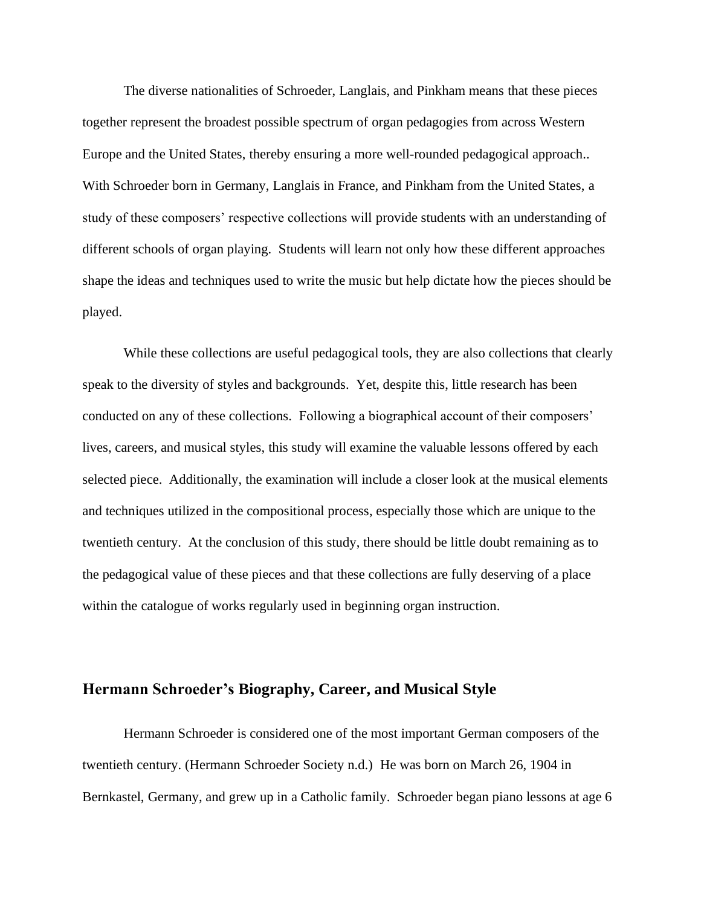The diverse nationalities of Schroeder, Langlais, and Pinkham means that these pieces together represent the broadest possible spectrum of organ pedagogies from across Western Europe and the United States, thereby ensuring a more well-rounded pedagogical approach.. With Schroeder born in Germany, Langlais in France, and Pinkham from the United States, a study of these composers' respective collections will provide students with an understanding of different schools of organ playing. Students will learn not only how these different approaches shape the ideas and techniques used to write the music but help dictate how the pieces should be played.

While these collections are useful pedagogical tools, they are also collections that clearly speak to the diversity of styles and backgrounds. Yet, despite this, little research has been conducted on any of these collections. Following a biographical account of their composers' lives, careers, and musical styles, this study will examine the valuable lessons offered by each selected piece. Additionally, the examination will include a closer look at the musical elements and techniques utilized in the compositional process, especially those which are unique to the twentieth century. At the conclusion of this study, there should be little doubt remaining as to the pedagogical value of these pieces and that these collections are fully deserving of a place within the catalogue of works regularly used in beginning organ instruction.

## Hermann Schroeder's Biography, Career, and Musical Style

Hermann Schroeder is considered one of the most important German composers of the twentieth century. (Hermann Schroeder Society n.d.) He was born on March 26, 1904 in Bernkastel, Germany, and grew up in a Catholic family. Schroeder began piano lessons at age 6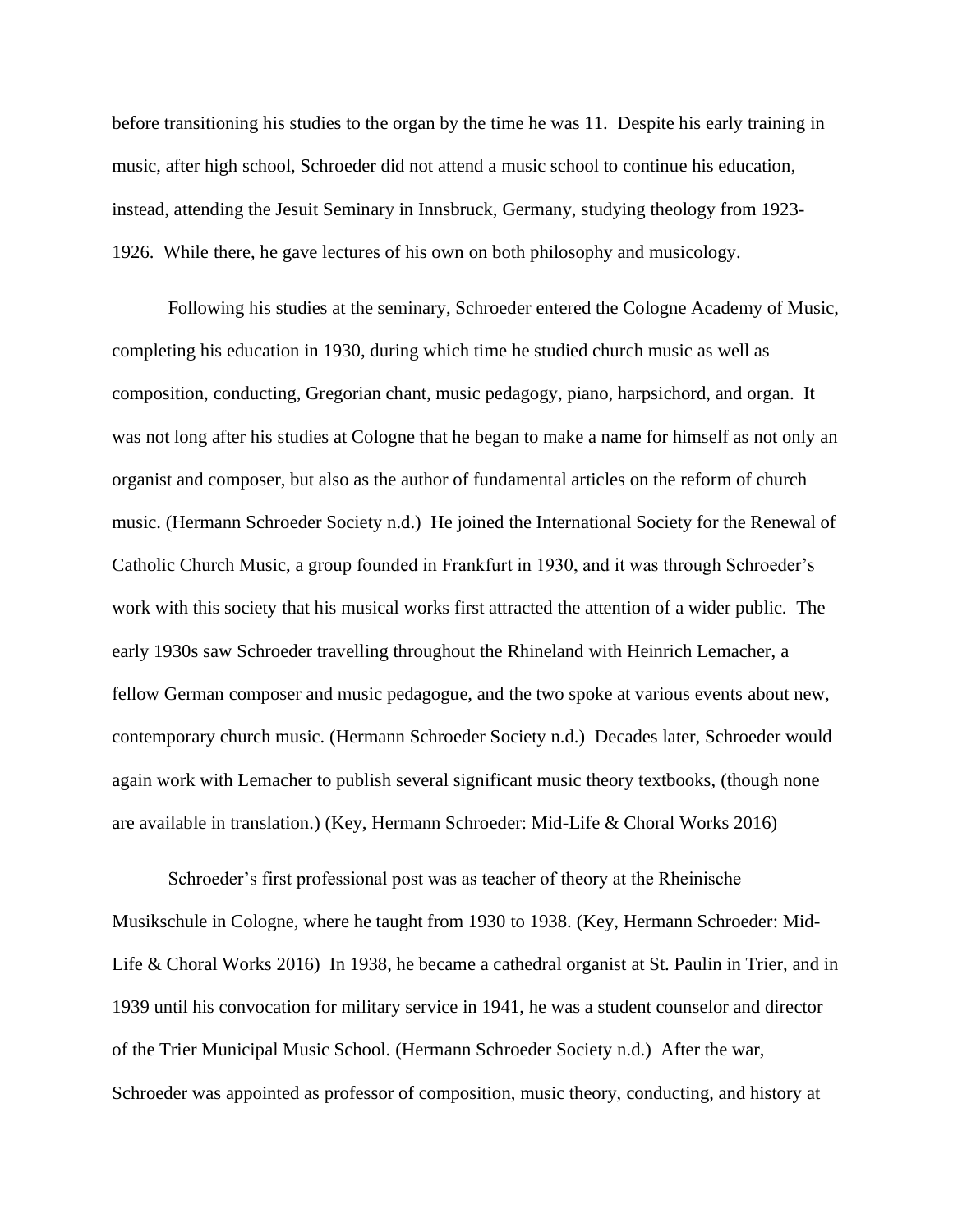before transitioning his studies to the organ by the time he was 11. Despite his early training in music, after high school, Schroeder did not attend a music school to continue his education, instead, attending the Jesuit Seminary in Innsbruck, Germany, studying theology from 1923-1926. While there, he gave lectures of his own on both philosophy and musicology.

Following his studies at the seminary, Schroeder entered the Cologne Academy of Music, completing his education in 1930, during which time he studied church music as well as composition, conducting, Gregorian chant, music pedagogy, piano, harpsichord, and organ. It was not long after his studies at Cologne that he began to make a name for himself as not only an organist and composer, but also as the author of fundamental articles on the reform of church music. (Hermann Schroeder Society n.d.) He joined the International Society for the Renewal of Catholic Church Music, a group founded in Frankfurt in 1930, and it was through Schroeder's work with this society that his musical works first attracted the attention of a wider public. The early 1930s saw Schroeder travelling throughout the Rhineland with Heinrich Lemacher, a fellow German composer and music pedagogue, and the two spoke at various events about new, contemporary church music. (Hermann Schroeder Society n.d.) Decades later, Schroeder would again work with Lemacher to publish several significant music theory textbooks, (though none are available in translation.) (Key, Hermann Schroeder: Mid-Life & Choral Works 2016)

Schroeder's first professional post was as teacher of theory at the Rheinische Musikschule in Cologne, where he taught from 1930 to 1938. (Key, Hermann Schroeder: Mid-Life & Choral Works 2016) In 1938, he became a cathedral organist at St. Paulin in Trier, and in 1939 until his convocation for military service in 1941, he was a student counselor and director of the Trier Municipal Music School. (Hermann Schroeder Society n.d.) After the war, Schroeder was appointed as professor of composition, music theory, conducting, and history at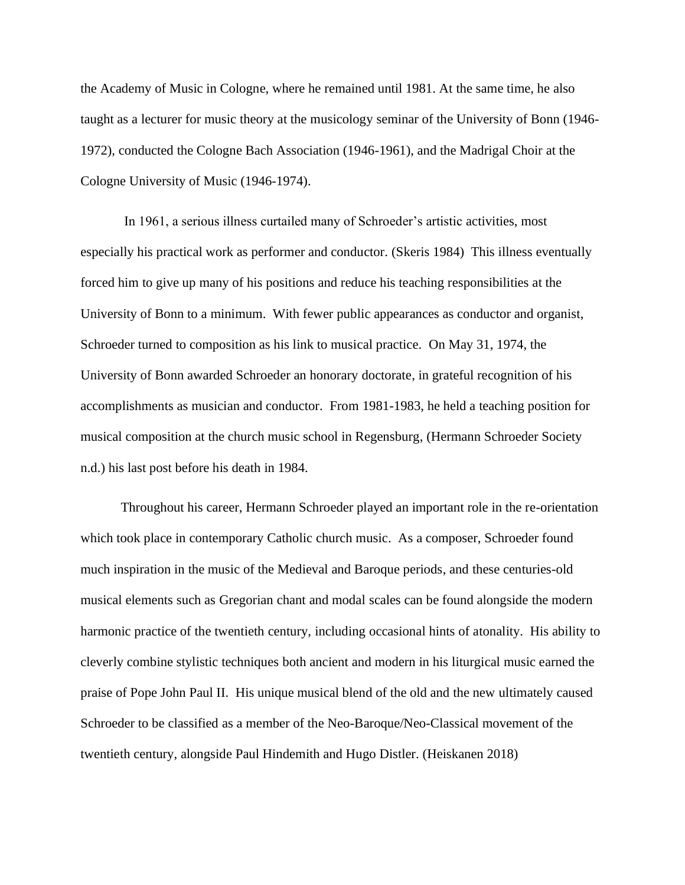the Academy of Music in Cologne, where he remained until 1981. At the same time, he also taught as a lecturer for music theory at the musicology seminar of the University of Bonn (1946-1972), conducted the Cologne Bach Association (1946-1961), and the Madrigal Choir at the Cologne University of Music (1946-1974).

In 1961, a serious illness curtailed many of Schroeder's artistic activities, most especially his practical work as performer and conductor. (Skeris 1984) This illness eventually forced him to give up many of his positions and reduce his teaching responsibilities at the University of Bonn to a minimum. With fewer public appearances as conductor and organist, Schroeder turned to composition as his link to musical practice. On May 31, 1974, the University of Bonn awarded Schroeder an honorary doctorate, in grateful recognition of his accomplishments as musician and conductor. From 1981-1983, he held a teaching position for musical composition at the church music school in Regensburg, (Hermann Schroeder Society n.d.) his last post before his death in 1984.

Throughout his career, Hermann Schroeder played an important role in the re-orientation which took place in contemporary Catholic church music. As a composer, Schroeder found much inspiration in the music of the Medieval and Baroque periods, and these centuries-old musical elements such as Gregorian chant and modal scales can be found alongside the modern harmonic practice of the twentieth century, including occasional hints of atonality. His ability to cleverly combine stylistic techniques both ancient and modern in his liturgical music earned the praise of Pope John Paul II. His unique musical blend of the old and the new ultimately caused Schroeder to be classified as a member of the Neo-Baroque/Neo-Classical movement of the twentieth century, alongside Paul Hindemith and Hugo Distler. (Heiskanen 2018)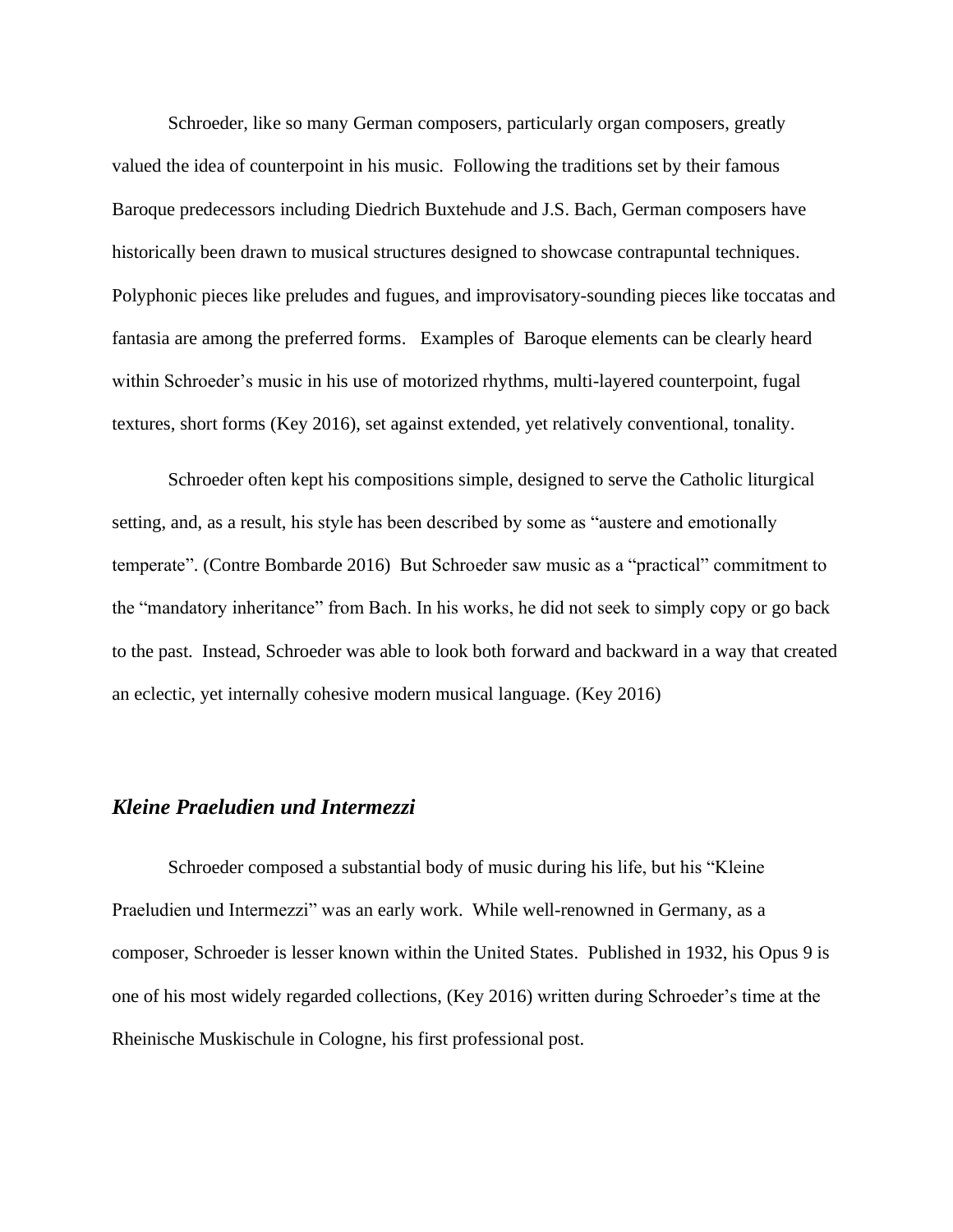Schroeder, like so many German composers, particularly organ composers, greatly valued the idea of counterpoint in his music. Following the traditions set by their famous Baroque predecessors including Diedrich Buxtehude and J.S. Bach, German composers have historically been drawn to musical structures designed to showcase contrapuntal techniques. Polyphonic pieces like preludes and fugues, and improvisatory-sounding pieces like toccatas and fantasia are among the preferred forms. Examples of Baroque elements can be clearly heard within Schroeder's music in his use of motorized rhythms, multi-layered counterpoint, fugal textures, short forms (Key 2016), set against extended, yet relatively conventional, tonality.

Schroeder often kept his compositions simple, designed to serve the Catholic liturgical setting, and, as a result, his style has been described by some as "austere and emotionally temperate". (Contre Bombarde 2016) But Schroeder saw music as a "practical" commitment to the "mandatory inheritance" from Bach. In his works, he did not seek to simply copy or go back to the past. Instead, Schroeder was able to look both forward and backward in a way that created an eclectic, yet internally cohesive modern musical language. (Key 2016)

## *Kleine Praeludien und Intermezzi*

Schroeder composed a substantial body of music during his life, but his "Kleine Praeludien und Intermezzi" was an early work. While well-renowned in Germany, as a composer, Schroeder is lesser known within the United States. Published in 1932, his Opus 9 is one of his most widely regarded collections, (Key 2016) written during Schroeder's time at the Rheinische Muskischule in Cologne, his first professional post.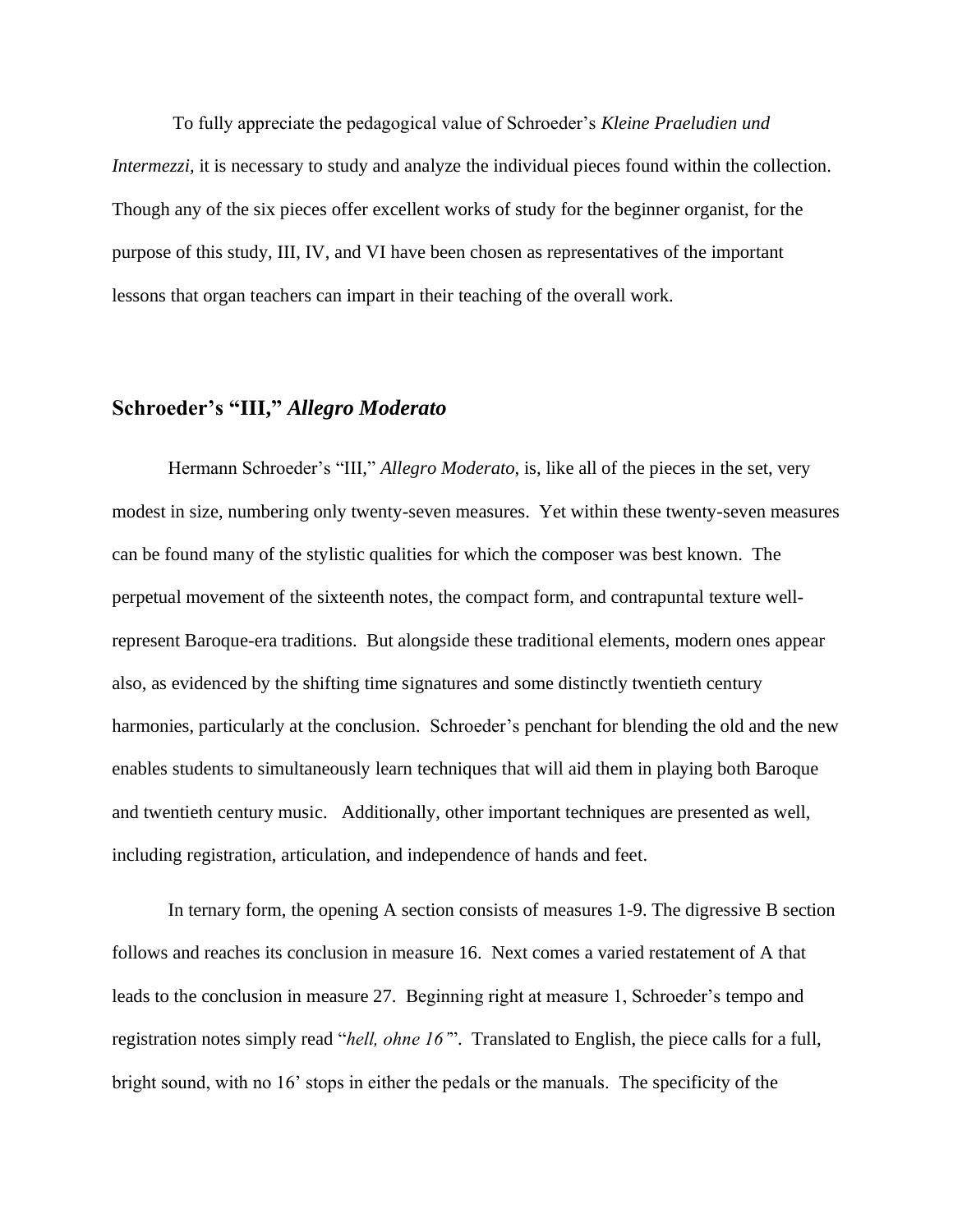To fully appreciate the pedagogical value of Schroeder's *Kleine Praeludien und Intermezzi,* it is necessary to study and analyze the individual pieces found within the collection. Though any of the six pieces offer excellent works of study for the beginner organist, for the purpose of this study, III, IV, and VI have been chosen as representatives of the important lessons that organ teachers can impart in their teaching of the overall work.

## Schroeder's "III," *Allegro Moderato*

Hermann Schroeder's "III," *Allegro Moderato*, is, like all of the pieces in the set, very modest in size, numbering only twenty-seven measures. Yet within these twenty-seven measures can be found many of the stylistic qualities for which the composer was best known. The perpetual movement of the sixteenth notes, the compact form, and contrapuntal texture well-represent Baroque-era traditions. But alongside these traditional elements, modern ones appear also, as evidenced by the shifting time signatures and some distinctly twentieth century harmonies, particularly at the conclusion. Schroeder's penchant for blending the old and the new enables students to simultaneously learn techniques that will aid them in playing both Baroque and twentieth century music. Additionally, other important techniques are presented as well, including registration, articulation, and independence of hands and feet.

In ternary form, the opening A section consists of measures 1-9. The digressive B section follows and reaches its conclusion in measure 16. Next comes a varied restatement of A that leads to the conclusion in measure 27. Beginning right at measure 1, Schroeder's tempo and registration notes simply read "*hell, ohne 16'*". Translated to English, the piece calls for a full, bright sound, with no 16' stops in either the pedals or the manuals. The specificity of the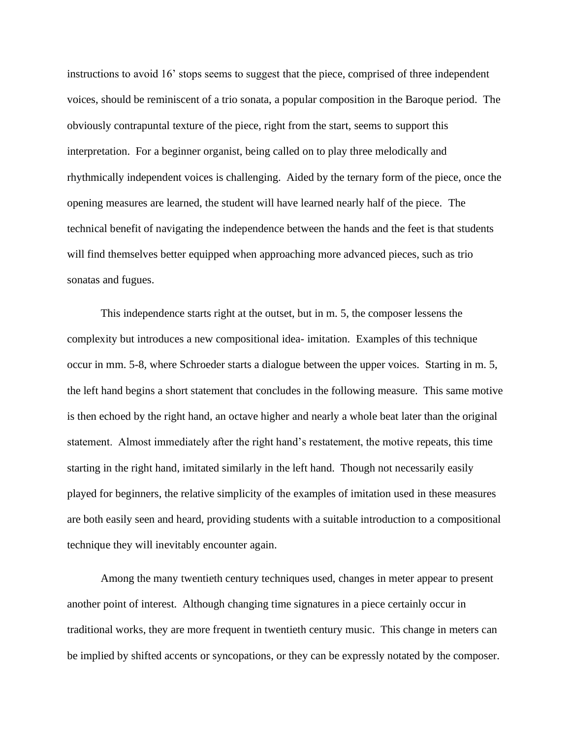instructions to avoid 16’ stops seems to suggest that the piece, comprised of three independent voices, should be reminiscent of a trio sonata, a popular composition in the Baroque period. The obviously contrapuntal texture of the piece, right from the start, seems to support this interpretation. For a beginner organist, being called on to play three melodically and rhythmically independent voices is challenging. Aided by the ternary form of the piece, once the opening measures are learned, the student will have learned nearly half of the piece. The technical benefit of navigating the independence between the hands and the feet is that students will find themselves better equipped when approaching more advanced pieces, such as trio sonatas and fugues.

This independence starts right at the outset, but in m. 5, the composer lessens the complexity but introduces a new compositional idea- imitation. Examples of this technique occur in mm. 5-8, where Schroeder starts a dialogue between the upper voices. Starting in m. 5, the left hand begins a short statement that concludes in the following measure. This same motive is then echoed by the right hand, an octave higher and nearly a whole beat later than the original statement. Almost immediately after the right hand’s restatement, the motive repeats, this time starting in the right hand, imitated similarly in the left hand. Though not necessarily easily played for beginners, the relative simplicity of the examples of imitation used in these measures are both easily seen and heard, providing students with a suitable introduction to a compositional technique they will inevitably encounter again.

Among the many twentieth century techniques used, changes in meter appear to present another point of interest. Although changing time signatures in a piece certainly occur in traditional works, they are more frequent in twentieth century music. This change in meters can be implied by shifted accents or syncopations, or they can be expressly notated by the composer.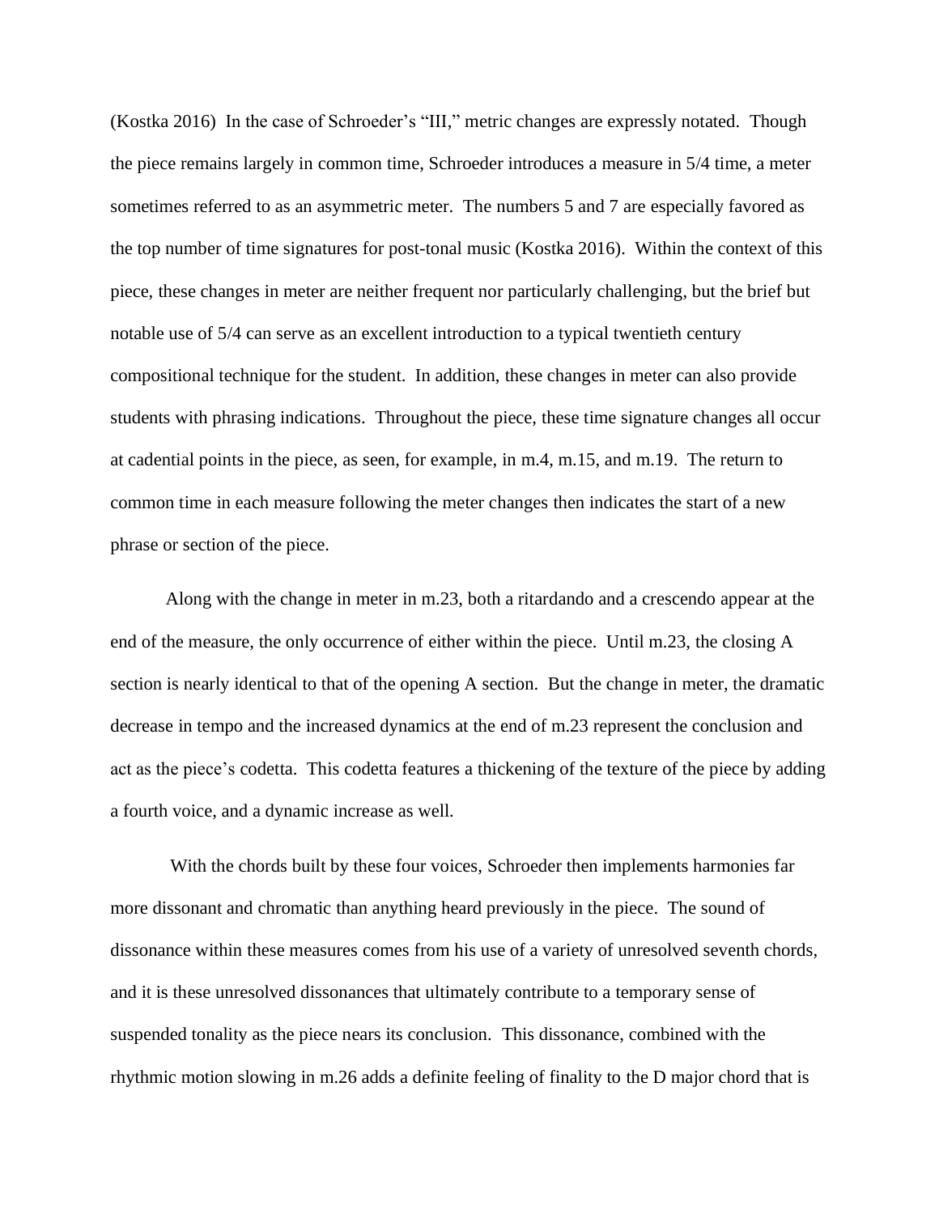(Kostka 2016) In the case of Schroeder's "III," metric changes are expressly notated. Though the piece remains largely in common time, Schroeder introduces a measure in 5/4 time, a meter sometimes referred to as an asymmetric meter. The numbers 5 and 7 are especially favored as the top number of time signatures for post-tonal music (Kostka 2016). Within the context of this piece, these changes in meter are neither frequent nor particularly challenging, but the brief but notable use of 5/4 can serve as an excellent introduction to a typical twentieth century compositional technique for the student. In addition, these changes in meter can also provide students with phrasing indications. Throughout the piece, these time signature changes all occur at cadential points in the piece, as seen, for example, in m.4, m.15, and m.19. The return to common time in each measure following the meter changes then indicates the start of a new phrase or section of the piece.

Along with the change in meter in m.23, both a ritardando and a crescendo appear at the end of the measure, the only occurrence of either within the piece. Until m.23, the closing A section is nearly identical to that of the opening A section. But the change in meter, the dramatic decrease in tempo and the increased dynamics at the end of m.23 represent the conclusion and act as the piece's codetta. This codetta features a thickening of the texture of the piece by adding a fourth voice, and a dynamic increase as well.

With the chords built by these four voices, Schroeder then implements harmonies far more dissonant and chromatic than anything heard previously in the piece. The sound of dissonance within these measures comes from his use of a variety of unresolved seventh chords, and it is these unresolved dissonances that ultimately contribute to a temporary sense of suspended tonality as the piece nears its conclusion. This dissonance, combined with the rhythmic motion slowing in m.26 adds a definite feeling of finality to the D major chord that is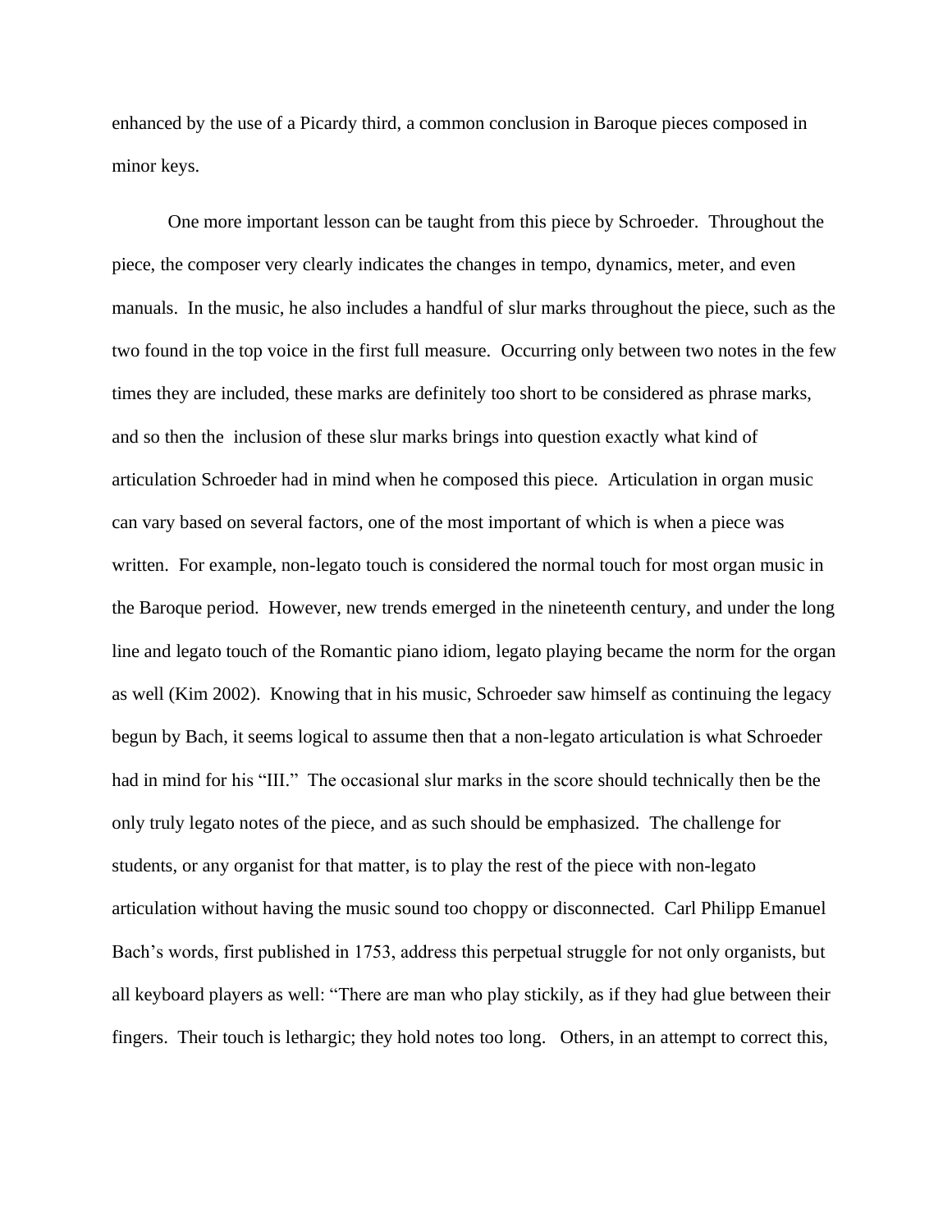enhanced by the use of a Picardy third, a common conclusion in Baroque pieces composed in minor keys.

One more important lesson can be taught from this piece by Schroeder. Throughout the piece, the composer very clearly indicates the changes in tempo, dynamics, meter, and even manuals. In the music, he also includes a handful of slur marks throughout the piece, such as the two found in the top voice in the first full measure. Occurring only between two notes in the few times they are included, these marks are definitely too short to be considered as phrase marks, and so then the inclusion of these slur marks brings into question exactly what kind of articulation Schroeder had in mind when he composed this piece. Articulation in organ music can vary based on several factors, one of the most important of which is when a piece was written. For example, non-legato touch is considered the normal touch for most organ music in the Baroque period. However, new trends emerged in the nineteenth century, and under the long line and legato touch of the Romantic piano idiom, legato playing became the norm for the organ as well (Kim 2002). Knowing that in his music, Schroeder saw himself as continuing the legacy begun by Bach, it seems logical to assume then that a non-legato articulation is what Schroeder had in mind for his "III." The occasional slur marks in the score should technically then be the only truly legato notes of the piece, and as such should be emphasized. The challenge for students, or any organist for that matter, is to play the rest of the piece with non-legato articulation without having the music sound too choppy or disconnected. Carl Philipp Emanuel Bach's words, first published in 1753, address this perpetual struggle for not only organists, but all keyboard players as well: "There are man who play stickily, as if they had glue between their fingers. Their touch is lethargic; they hold notes too long. Others, in an attempt to correct this,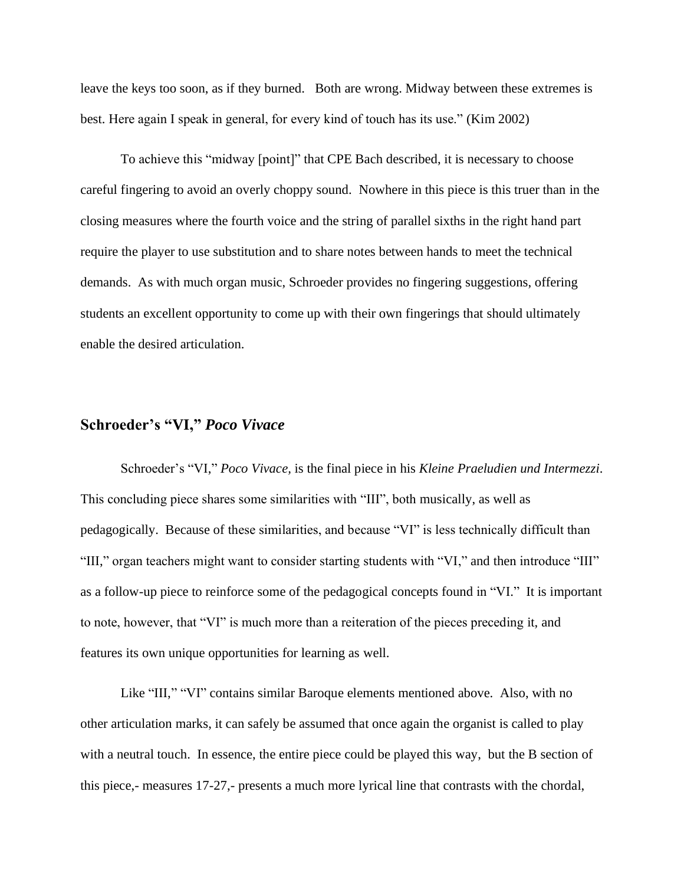leave the keys too soon, as if they burned. Both are wrong. Midway between these extremes is best. Here again I speak in general, for every kind of touch has its use." (Kim 2002)

To achieve this "midway [point]" that CPE Bach described, it is necessary to choose careful fingering to avoid an overly choppy sound. Nowhere in this piece is this truer than in the closing measures where the fourth voice and the string of parallel sixths in the right hand part require the player to use substitution and to share notes between hands to meet the technical demands. As with much organ music, Schroeder provides no fingering suggestions, offering students an excellent opportunity to come up with their own fingerings that should ultimately enable the desired articulation.

## Schroeder's "VI," *Poco Vivace*

Schroeder's "VI," *Poco Vivace,* is the final piece in his *Kleine Praeludien und Intermezzi*. This concluding piece shares some similarities with "III", both musically, as well as pedagogically. Because of these similarities, and because "VI" is less technically difficult than "III," organ teachers might want to consider starting students with "VI," and then introduce "III" as a follow-up piece to reinforce some of the pedagogical concepts found in "VI." It is important to note, however, that "VI" is much more than a reiteration of the pieces preceding it, and features its own unique opportunities for learning as well.

Like "III," "VI" contains similar Baroque elements mentioned above. Also, with no other articulation marks, it can safely be assumed that once again the organist is called to play with a neutral touch. In essence, the entire piece could be played this way, but the B section of this piece,- measures 17-27,- presents a much more lyrical line that contrasts with the chordal,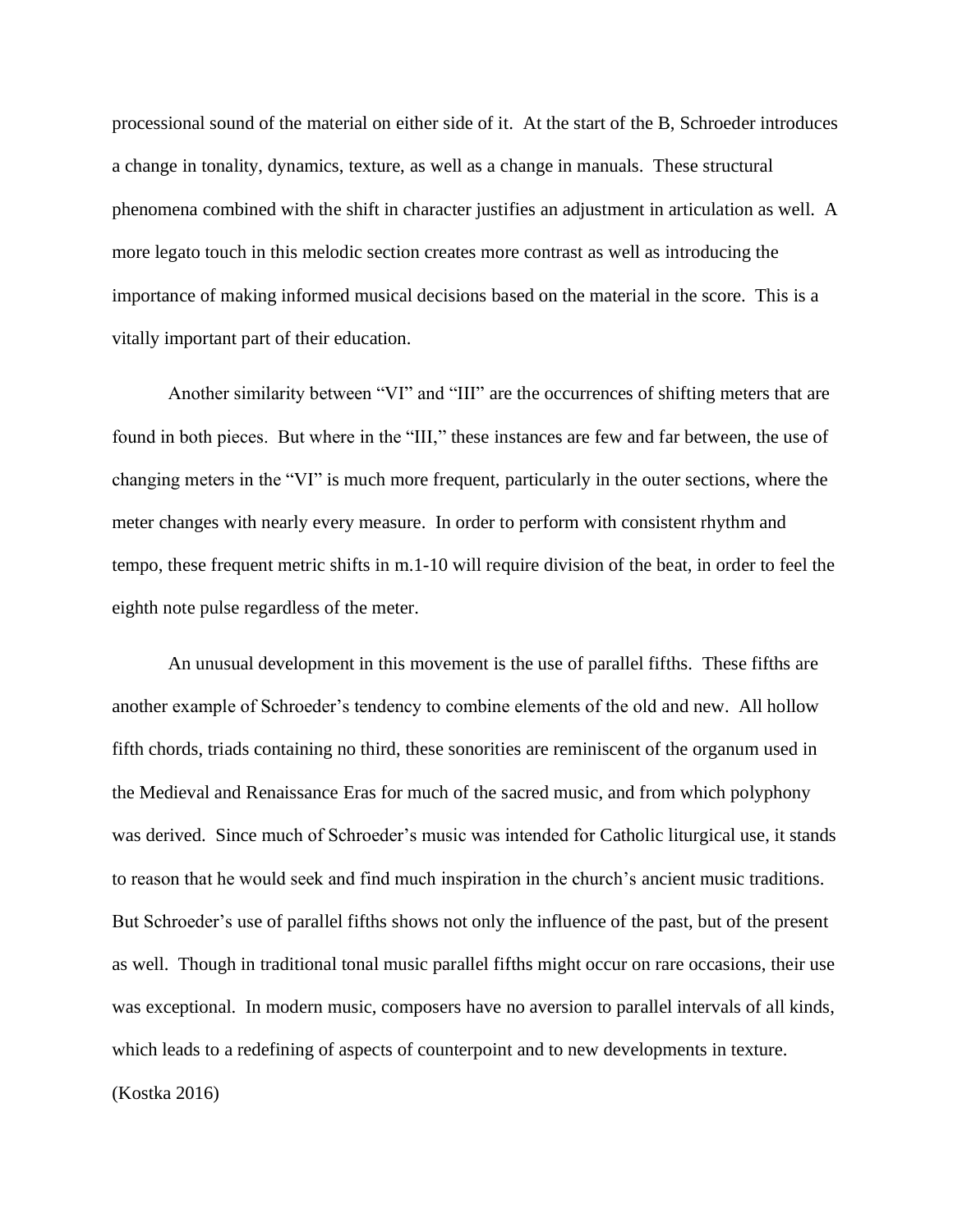processional sound of the material on either side of it. At the start of the B, Schroeder introduces a change in tonality, dynamics, texture, as well as a change in manuals. These structural phenomena combined with the shift in character justifies an adjustment in articulation as well. A more legato touch in this melodic section creates more contrast as well as introducing the importance of making informed musical decisions based on the material in the score. This is a vitally important part of their education.

Another similarity between "VI" and "III" are the occurrences of shifting meters that are found in both pieces. But where in the "III," these instances are few and far between, the use of changing meters in the "VI" is much more frequent, particularly in the outer sections, where the meter changes with nearly every measure. In order to perform with consistent rhythm and tempo, these frequent metric shifts in m.1-10 will require division of the beat, in order to feel the eighth note pulse regardless of the meter.

An unusual development in this movement is the use of parallel fifths. These fifths are another example of Schroeder's tendency to combine elements of the old and new. All hollow fifth chords, triads containing no third, these sonorities are reminiscent of the organum used in the Medieval and Renaissance Eras for much of the sacred music, and from which polyphony was derived. Since much of Schroeder's music was intended for Catholic liturgical use, it stands to reason that he would seek and find much inspiration in the church's ancient music traditions. But Schroeder's use of parallel fifths shows not only the influence of the past, but of the present as well. Though in traditional tonal music parallel fifths might occur on rare occasions, their use was exceptional. In modern music, composers have no aversion to parallel intervals of all kinds, which leads to a redefining of aspects of counterpoint and to new developments in texture. (Kostka 2016)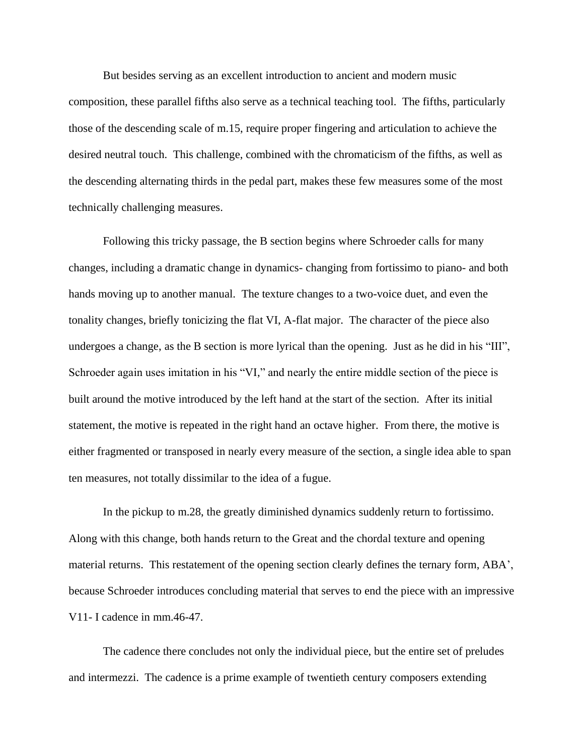But besides serving as an excellent introduction to ancient and modern music composition, these parallel fifths also serve as a technical teaching tool. The fifths, particularly those of the descending scale of m.15, require proper fingering and articulation to achieve the desired neutral touch. This challenge, combined with the chromaticism of the fifths, as well as the descending alternating thirds in the pedal part, makes these few measures some of the most technically challenging measures.

Following this tricky passage, the B section begins where Schroeder calls for many changes, including a dramatic change in dynamics- changing from fortissimo to piano- and both hands moving up to another manual. The texture changes to a two-voice duet, and even the tonality changes, briefly tonicizing the flat VI, A-flat major. The character of the piece also undergoes a change, as the B section is more lyrical than the opening. Just as he did in his "III", Schroeder again uses imitation in his "VI," and nearly the entire middle section of the piece is built around the motive introduced by the left hand at the start of the section. After its initial statement, the motive is repeated in the right hand an octave higher. From there, the motive is either fragmented or transposed in nearly every measure of the section, a single idea able to span ten measures, not totally dissimilar to the idea of a fugue.

In the pickup to m.28, the greatly diminished dynamics suddenly return to fortissimo. Along with this change, both hands return to the Great and the chordal texture and opening material returns. This restatement of the opening section clearly defines the ternary form, ABA', because Schroeder introduces concluding material that serves to end the piece with an impressive V11- I cadence in mm.46-47.

The cadence there concludes not only the individual piece, but the entire set of preludes and intermezzi. The cadence is a prime example of twentieth century composers extending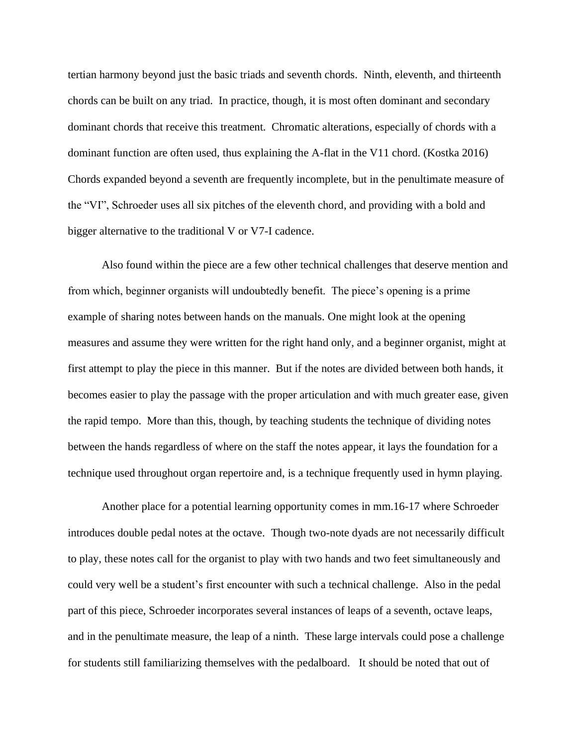tertian harmony beyond just the basic triads and seventh chords. Ninth, eleventh, and thirteenth chords can be built on any triad. In practice, though, it is most often dominant and secondary dominant chords that receive this treatment. Chromatic alterations, especially of chords with a dominant function are often used, thus explaining the A-flat in the V11 chord. (Kostka 2016) Chords expanded beyond a seventh are frequently incomplete, but in the penultimate measure of the "VI", Schroeder uses all six pitches of the eleventh chord, and providing with a bold and bigger alternative to the traditional V or V7-I cadence.

Also found within the piece are a few other technical challenges that deserve mention and from which, beginner organists will undoubtedly benefit. The piece's opening is a prime example of sharing notes between hands on the manuals. One might look at the opening measures and assume they were written for the right hand only, and a beginner organist, might at first attempt to play the piece in this manner. But if the notes are divided between both hands, it becomes easier to play the passage with the proper articulation and with much greater ease, given the rapid tempo. More than this, though, by teaching students the technique of dividing notes between the hands regardless of where on the staff the notes appear, it lays the foundation for a technique used throughout organ repertoire and, is a technique frequently used in hymn playing.

Another place for a potential learning opportunity comes in mm.16-17 where Schroeder introduces double pedal notes at the octave. Though two-note dyads are not necessarily difficult to play, these notes call for the organist to play with two hands and two feet simultaneously and could very well be a student's first encounter with such a technical challenge. Also in the pedal part of this piece, Schroeder incorporates several instances of leaps of a seventh, octave leaps, and in the penultimate measure, the leap of a ninth. These large intervals could pose a challenge for students still familiarizing themselves with the pedalboard. It should be noted that out of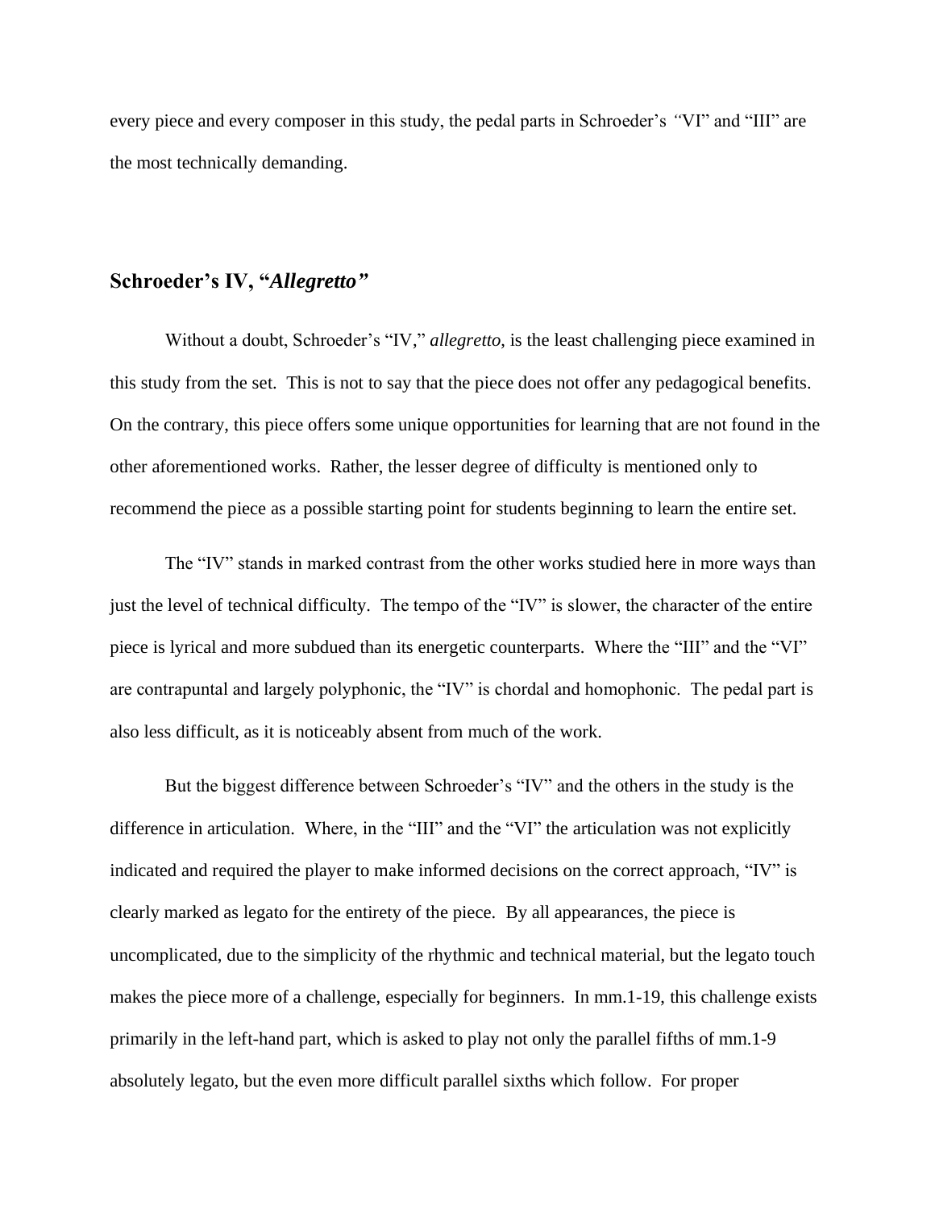every piece and every composer in this study, the pedal parts in Schroeder's "VI" and "III" are the most technically demanding.

## Schroeder's IV, "*Allegretto*"

Without a doubt, Schroeder's "IV," *allegretto*, is the least challenging piece examined in this study from the set. This is not to say that the piece does not offer any pedagogical benefits. On the contrary, this piece offers some unique opportunities for learning that are not found in the other aforementioned works. Rather, the lesser degree of difficulty is mentioned only to recommend the piece as a possible starting point for students beginning to learn the entire set.

The "IV" stands in marked contrast from the other works studied here in more ways than just the level of technical difficulty. The tempo of the "IV" is slower, the character of the entire piece is lyrical and more subdued than its energetic counterparts. Where the "III" and the "VI" are contrapuntal and largely polyphonic, the "IV" is chordal and homophonic. The pedal part is also less difficult, as it is noticeably absent from much of the work.

But the biggest difference between Schroeder's "IV" and the others in the study is the difference in articulation. Where, in the "III" and the "VI" the articulation was not explicitly indicated and required the player to make informed decisions on the correct approach, "IV" is clearly marked as legato for the entirety of the piece. By all appearances, the piece is uncomplicated, due to the simplicity of the rhythmic and technical material, but the legato touch makes the piece more of a challenge, especially for beginners. In mm.1-19, this challenge exists primarily in the left-hand part, which is asked to play not only the parallel fifths of mm.1-9 absolutely legato, but the even more difficult parallel sixths which follow. For proper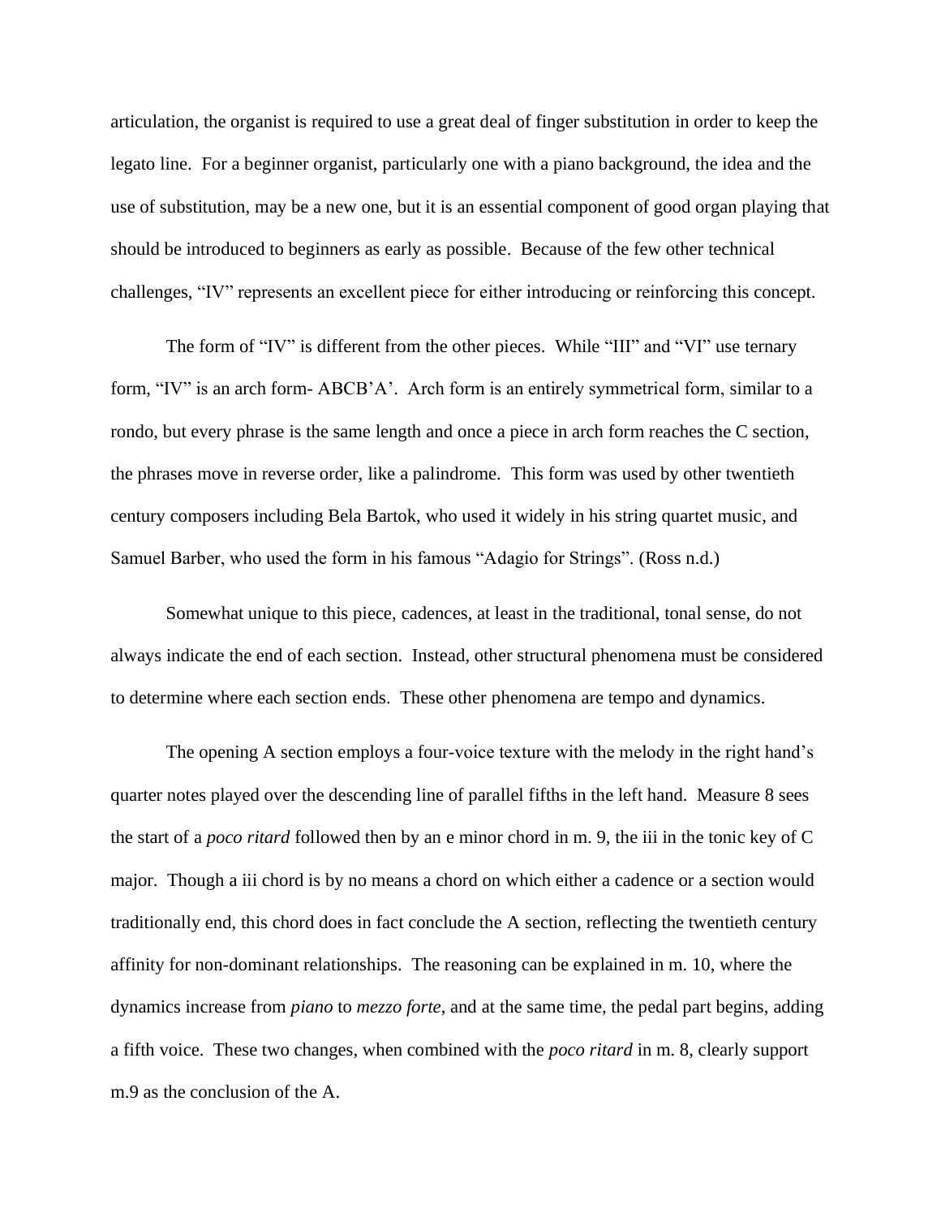articulation, the organist is required to use a great deal of finger substitution in order to keep the legato line. For a beginner organist, particularly one with a piano background, the idea and the use of substitution, may be a new one, but it is an essential component of good organ playing that should be introduced to beginners as early as possible. Because of the few other technical challenges, "IV" represents an excellent piece for either introducing or reinforcing this concept.

The form of "IV" is different from the other pieces. While "III" and "VI" use ternary form, "IV" is an arch form- ABCB'A'. Arch form is an entirely symmetrical form, similar to a rondo, but every phrase is the same length and once a piece in arch form reaches the C section, the phrases move in reverse order, like a palindrome. This form was used by other twentieth century composers including Bela Bartok, who used it widely in his string quartet music, and Samuel Barber, who used the form in his famous "Adagio for Strings". (Ross n.d.)

Somewhat unique to this piece, cadences, at least in the traditional, tonal sense, do not always indicate the end of each section. Instead, other structural phenomena must be considered to determine where each section ends. These other phenomena are tempo and dynamics.

The opening A section employs a four-voice texture with the melody in the right hand's quarter notes played over the descending line of parallel fifths in the left hand. Measure 8 sees the start of a *poco ritard* followed then by an e minor chord in m. 9, the iii in the tonic key of C major. Though a iii chord is by no means a chord on which either a cadence or a section would traditionally end, this chord does in fact conclude the A section, reflecting the twentieth century affinity for non-dominant relationships. The reasoning can be explained in m. 10, where the dynamics increase from *piano* to *mezzo forte*, and at the same time, the pedal part begins, adding a fifth voice. These two changes, when combined with the *poco ritard* in m. 8, clearly support m.9 as the conclusion of the A.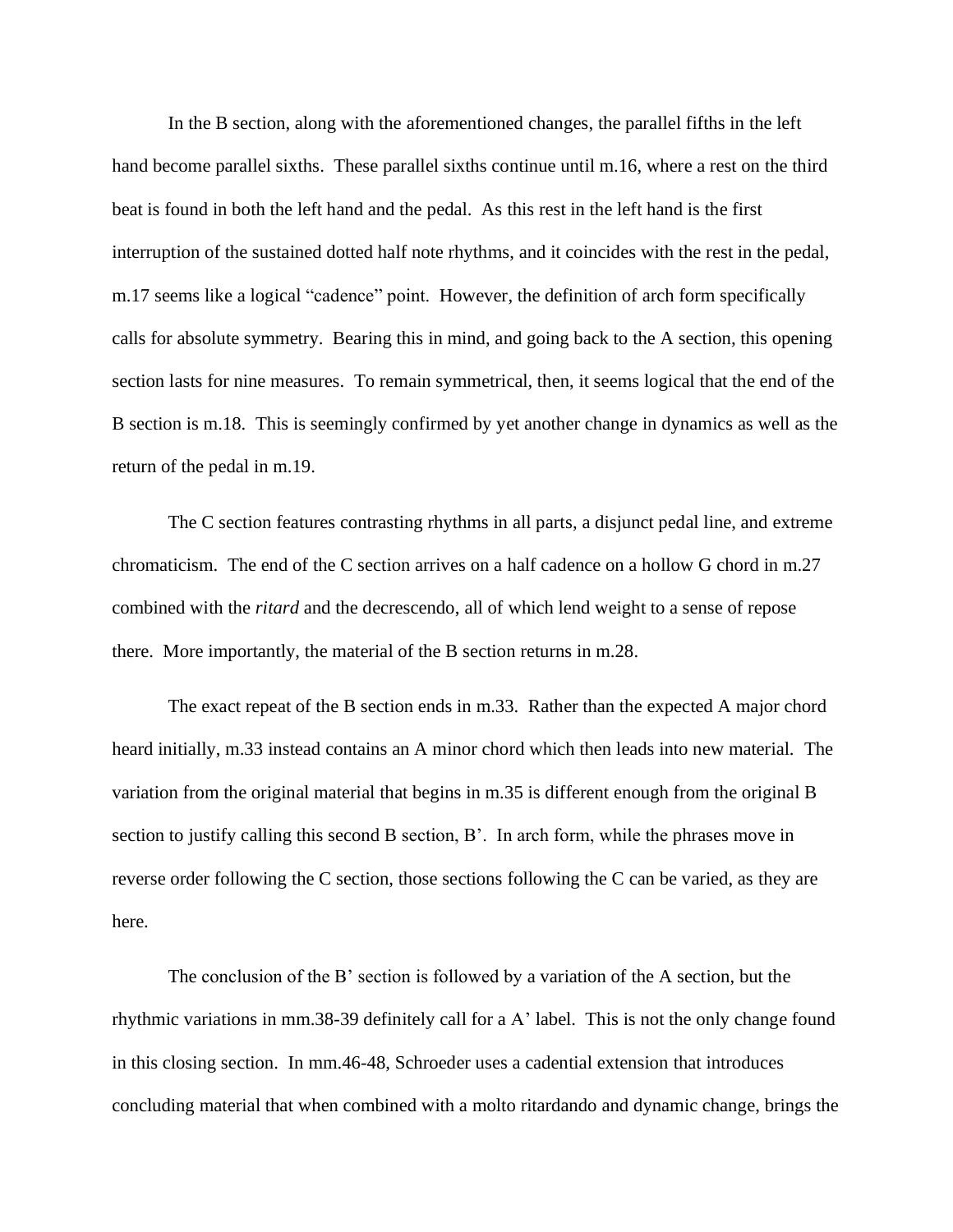In the B section, along with the aforementioned changes, the parallel fifths in the left hand become parallel sixths. These parallel sixths continue until m.16, where a rest on the third beat is found in both the left hand and the pedal. As this rest in the left hand is the first interruption of the sustained dotted half note rhythms, and it coincides with the rest in the pedal, m.17 seems like a logical "cadence" point. However, the definition of arch form specifically calls for absolute symmetry. Bearing this in mind, and going back to the A section, this opening section lasts for nine measures. To remain symmetrical, then, it seems logical that the end of the B section is m.18. This is seemingly confirmed by yet another change in dynamics as well as the return of the pedal in m.19.

The C section features contrasting rhythms in all parts, a disjunct pedal line, and extreme chromaticism. The end of the C section arrives on a half cadence on a hollow G chord in m.27 combined with the *ritard* and the decrescendo, all of which lend weight to a sense of repose there. More importantly, the material of the B section returns in m.28.

The exact repeat of the B section ends in m.33. Rather than the expected A major chord heard initially, m.33 instead contains an A minor chord which then leads into new material. The variation from the original material that begins in m.35 is different enough from the original B section to justify calling this second B section, B'. In arch form, while the phrases move in reverse order following the C section, those sections following the C can be varied, as they are here.

The conclusion of the B' section is followed by a variation of the A section, but the rhythmic variations in mm.38-39 definitely call for a A' label. This is not the only change found in this closing section. In mm.46-48, Schroeder uses a cadential extension that introduces concluding material that when combined with a molto ritardando and dynamic change, brings the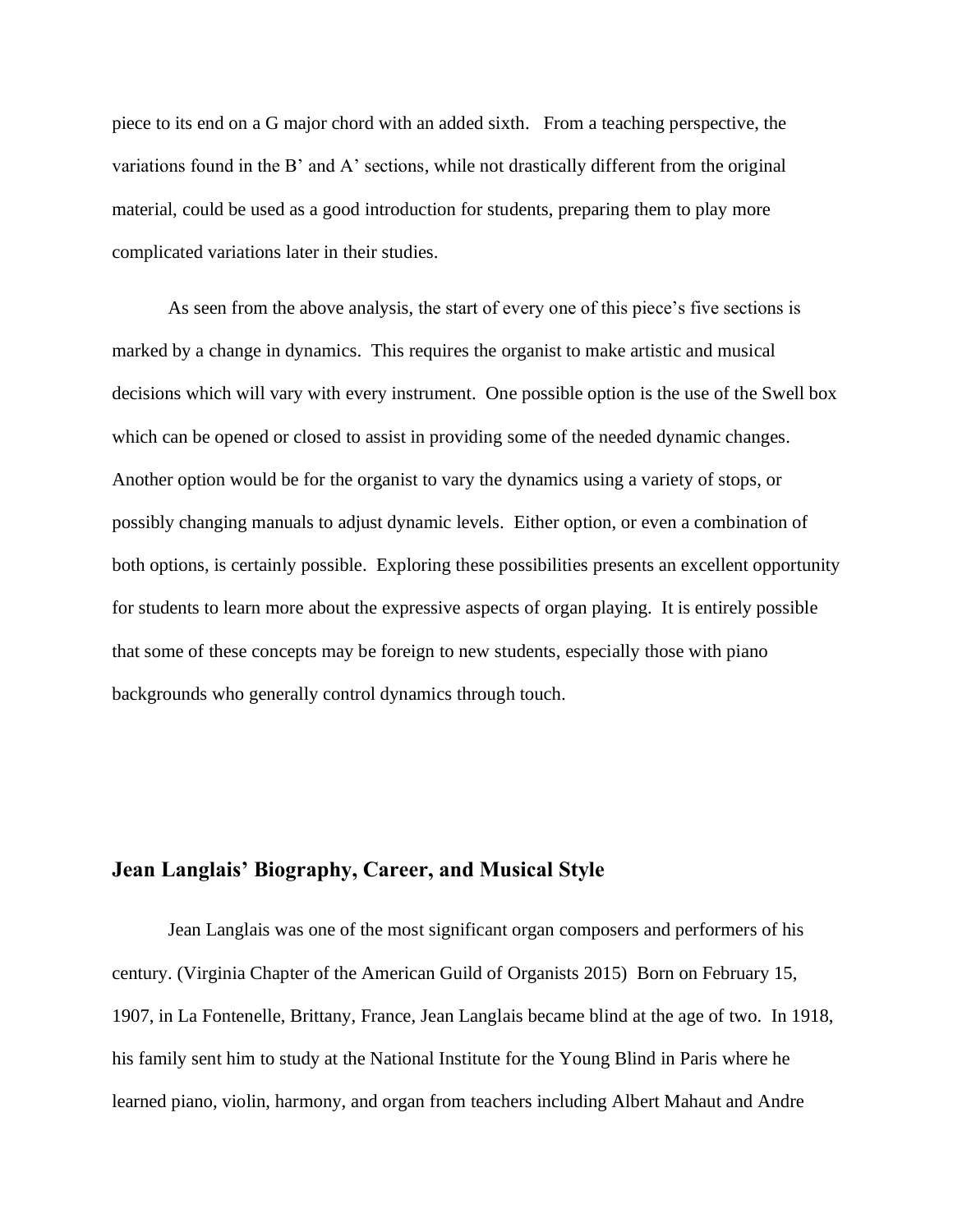piece to its end on a G major chord with an added sixth. From a teaching perspective, the variations found in the B' and A' sections, while not drastically different from the original material, could be used as a good introduction for students, preparing them to play more complicated variations later in their studies.

As seen from the above analysis, the start of every one of this piece's five sections is marked by a change in dynamics. This requires the organist to make artistic and musical decisions which will vary with every instrument. One possible option is the use of the Swell box which can be opened or closed to assist in providing some of the needed dynamic changes. Another option would be for the organist to vary the dynamics using a variety of stops, or possibly changing manuals to adjust dynamic levels. Either option, or even a combination of both options, is certainly possible. Exploring these possibilities presents an excellent opportunity for students to learn more about the expressive aspects of organ playing. It is entirely possible that some of these concepts may be foreign to new students, especially those with piano backgrounds who generally control dynamics through touch.

## Jean Langlais' Biography, Career, and Musical Style

Jean Langlais was one of the most significant organ composers and performers of his century. (Virginia Chapter of the American Guild of Organists 2015) Born on February 15, 1907, in La Fontenelle, Brittany, France, Jean Langlais became blind at the age of two. In 1918, his family sent him to study at the National Institute for the Young Blind in Paris where he learned piano, violin, harmony, and organ from teachers including Albert Mahaut and Andre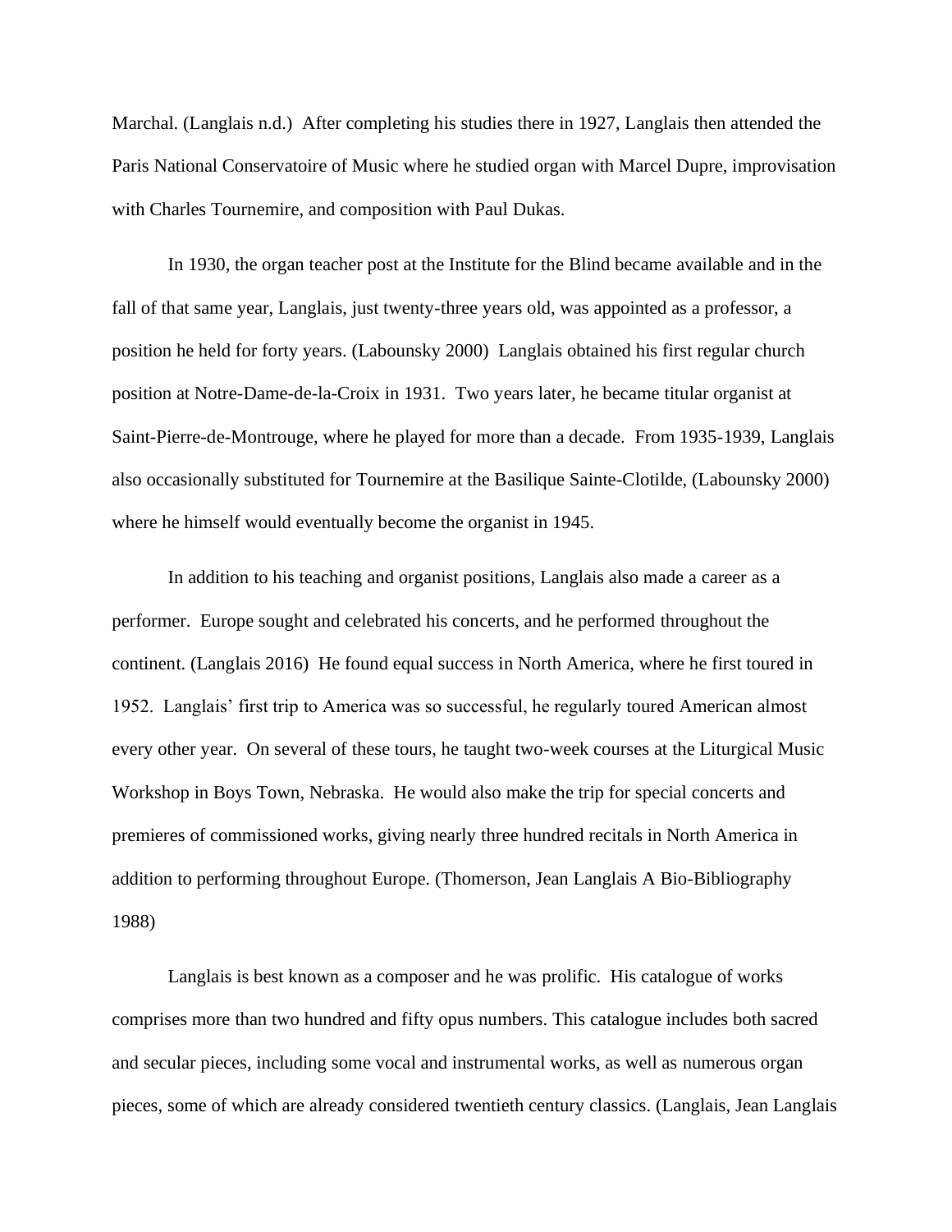Marchal. (Langlais n.d.) After completing his studies there in 1927, Langlais then attended the Paris National Conservatoire of Music where he studied organ with Marcel Dupre, improvisation with Charles Tournemire, and composition with Paul Dukas.

In 1930, the organ teacher post at the Institute for the Blind became available and in the fall of that same year, Langlais, just twenty-three years old, was appointed as a professor, a position he held for forty years. (Labounsky 2000) Langlais obtained his first regular church position at Notre-Dame-de-la-Croix in 1931. Two years later, he became titular organist at Saint-Pierre-de-Montrouge, where he played for more than a decade. From 1935-1939, Langlais also occasionally substituted for Tournemire at the Basilique Sainte-Clotilde, (Labounsky 2000) where he himself would eventually become the organist in 1945.

In addition to his teaching and organist positions, Langlais also made a career as a performer. Europe sought and celebrated his concerts, and he performed throughout the continent. (Langlais 2016) He found equal success in North America, where he first toured in 1952. Langlais' first trip to America was so successful, he regularly toured American almost every other year. On several of these tours, he taught two-week courses at the Liturgical Music Workshop in Boys Town, Nebraska. He would also make the trip for special concerts and premieres of commissioned works, giving nearly three hundred recitals in North America in addition to performing throughout Europe. (Thomerson, Jean Langlais A Bio-Bibliography 1988)

Langlais is best known as a composer and he was prolific. His catalogue of works comprises more than two hundred and fifty opus numbers. This catalogue includes both sacred and secular pieces, including some vocal and instrumental works, as well as numerous organ pieces, some of which are already considered twentieth century classics. (Langlais, Jean Langlais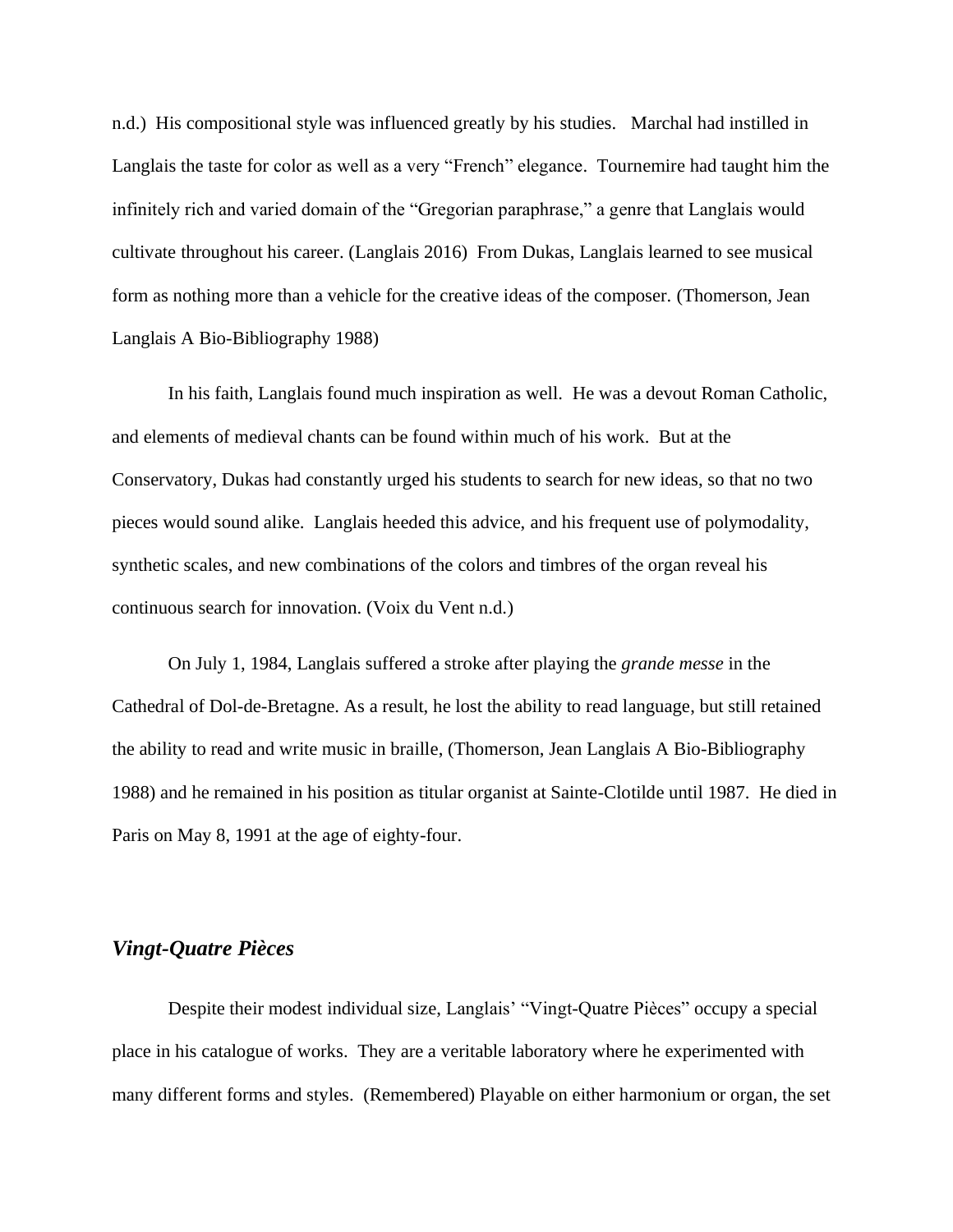n.d.) His compositional style was influenced greatly by his studies. Marchal had instilled in Langlais the taste for color as well as a very "French" elegance. Tournemire had taught him the infinitely rich and varied domain of the "Gregorian paraphrase," a genre that Langlais would cultivate throughout his career. (Langlais 2016) From Dukas, Langlais learned to see musical form as nothing more than a vehicle for the creative ideas of the composer. (Thomerson, Jean Langlais A Bio-Bibliography 1988)

In his faith, Langlais found much inspiration as well. He was a devout Roman Catholic, and elements of medieval chants can be found within much of his work. But at the Conservatory, Dukas had constantly urged his students to search for new ideas, so that no two pieces would sound alike. Langlais heeded this advice, and his frequent use of polymodality, synthetic scales, and new combinations of the colors and timbres of the organ reveal his continuous search for innovation. (Voix du Vent n.d.)

On July 1, 1984, Langlais suffered a stroke after playing the *grande messe* in the Cathedral of Dol-de-Bretagne. As a result, he lost the ability to read language, but still retained the ability to read and write music in braille, (Thomerson, Jean Langlais A Bio-Bibliography 1988) and he remained in his position as titular organist at Sainte-Clotilde until 1987. He died in Paris on May 8, 1991 at the age of eighty-four.

## *Vingt-Quatre Pièces*

Despite their modest individual size, Langlais' "Vingt-Quatre Pièces" occupy a special place in his catalogue of works. They are a veritable laboratory where he experimented with many different forms and styles. (Remembered) Playable on either harmonium or organ, the set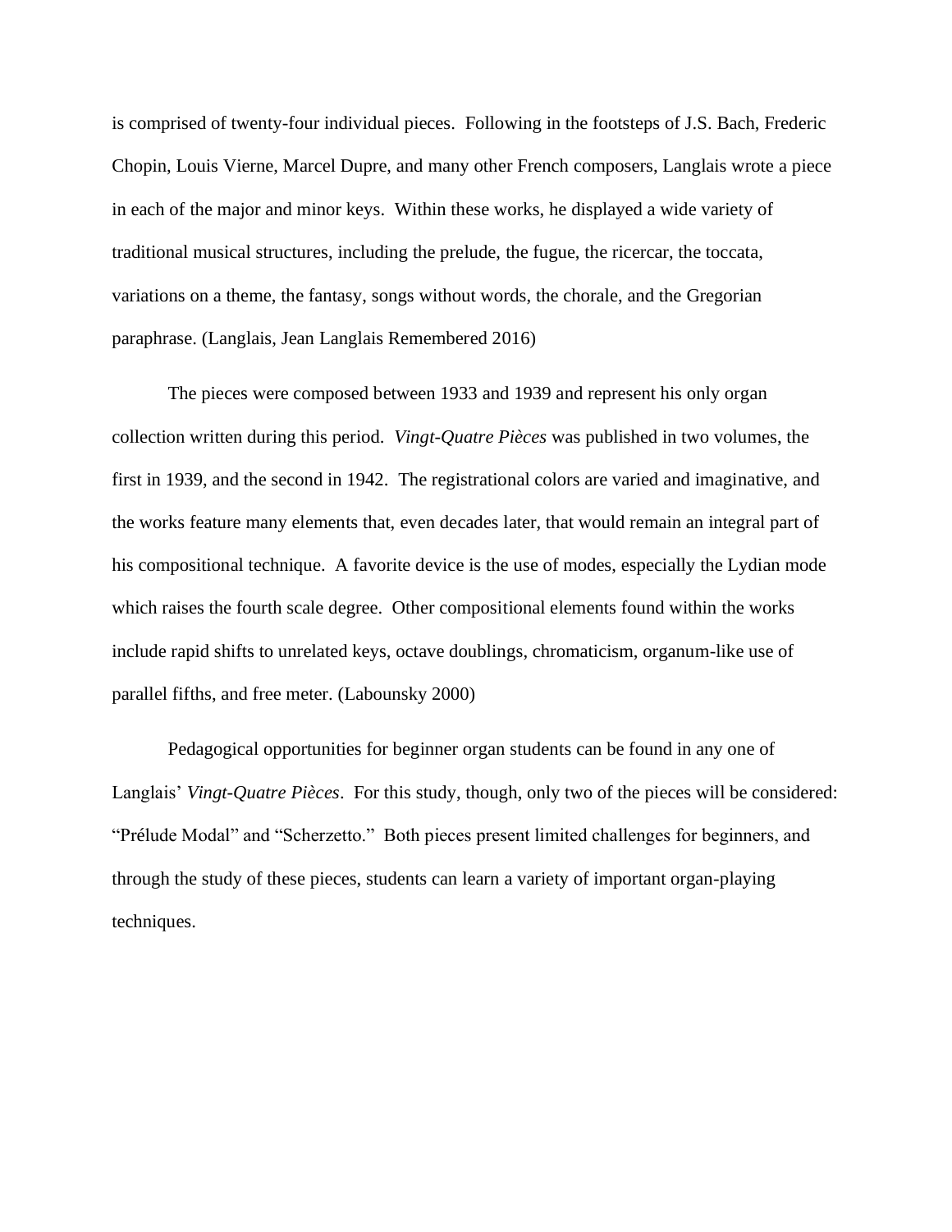is comprised of twenty-four individual pieces. Following in the footsteps of J.S. Bach, Frederic Chopin, Louis Vierne, Marcel Dupre, and many other French composers, Langlais wrote a piece in each of the major and minor keys. Within these works, he displayed a wide variety of traditional musical structures, including the prelude, the fugue, the ricercar, the toccata, variations on a theme, the fantasy, songs without words, the chorale, and the Gregorian paraphrase. (Langlais, Jean Langlais Remembered 2016)

The pieces were composed between 1933 and 1939 and represent his only organ collection written during this period. *Vingt-Quatre Pièces* was published in two volumes, the first in 1939, and the second in 1942. The registrational colors are varied and imaginative, and the works feature many elements that, even decades later, that would remain an integral part of his compositional technique. A favorite device is the use of modes, especially the Lydian mode which raises the fourth scale degree. Other compositional elements found within the works include rapid shifts to unrelated keys, octave doublings, chromaticism, organum-like use of parallel fifths, and free meter. (Labounsky 2000)

Pedagogical opportunities for beginner organ students can be found in any one of Langlais' *Vingt-Quatre Pièces*. For this study, though, only two of the pieces will be considered: "Prélude Modal" and "Scherzetto." Both pieces present limited challenges for beginners, and through the study of these pieces, students can learn a variety of important organ-playing techniques.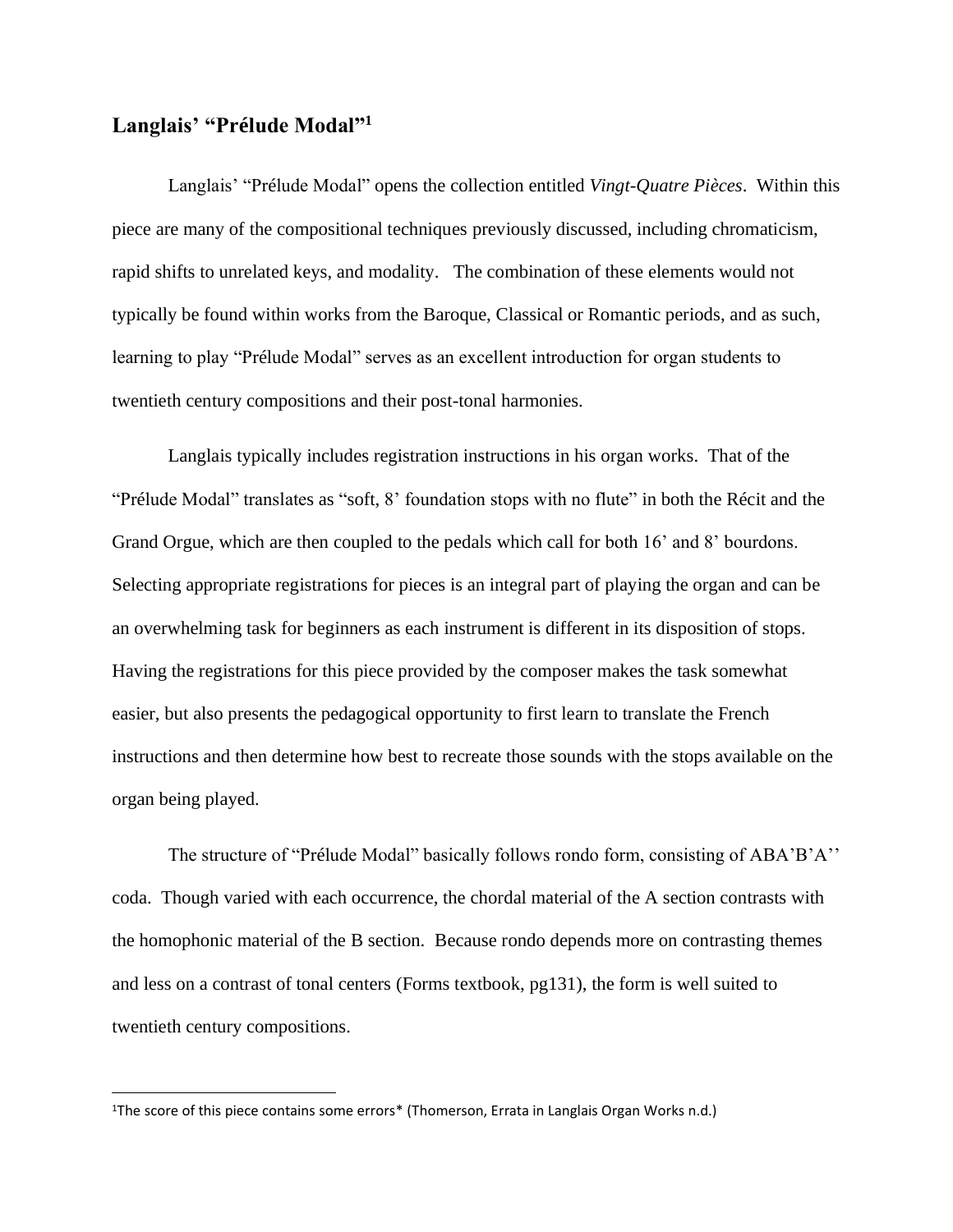## Langlais' "Prélude Modal"[1]

Langlais' "Prélude Modal" opens the collection entitled *Vingt-Quatre Pièces*. Within this piece are many of the compositional techniques previously discussed, including chromaticism, rapid shifts to unrelated keys, and modality. The combination of these elements would not typically be found within works from the Baroque, Classical or Romantic periods, and as such, learning to play "Prélude Modal" serves as an excellent introduction for organ students to twentieth century compositions and their post-tonal harmonies.

Langlais typically includes registration instructions in his organ works. That of the "Prélude Modal" translates as "soft, 8' foundation stops with no flute" in both the Récit and the Grand Orgue, which are then coupled to the pedals which call for both 16' and 8' bourdons. Selecting appropriate registrations for pieces is an integral part of playing the organ and can be an overwhelming task for beginners as each instrument is different in its disposition of stops. Having the registrations for this piece provided by the composer makes the task somewhat easier, but also presents the pedagogical opportunity to first learn to translate the French instructions and then determine how best to recreate those sounds with the stops available on the organ being played.

The structure of "Prélude Modal" basically follows rondo form, consisting of ABA'B'A'' coda. Though varied with each occurrence, the chordal material of the A section contrasts with the homophonic material of the B section. Because rondo depends more on contrasting themes and less on a contrast of tonal centers (Forms textbook, pg131), the form is well suited to twentieth century compositions.

---

[1]The score of this piece contains some errors* (Thomerson, Errata in Langlais Organ Works n.d.)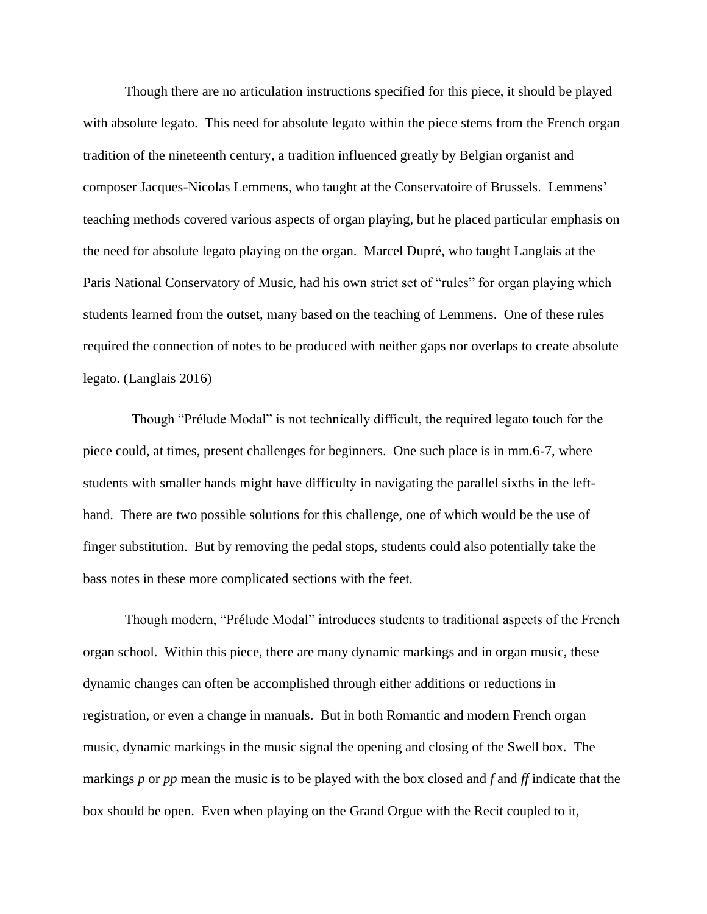Though there are no articulation instructions specified for this piece, it should be played with absolute legato. This need for absolute legato within the piece stems from the French organ tradition of the nineteenth century, a tradition influenced greatly by Belgian organist and composer Jacques-Nicolas Lemmens, who taught at the Conservatoire of Brussels. Lemmens' teaching methods covered various aspects of organ playing, but he placed particular emphasis on the need for absolute legato playing on the organ. Marcel Dupré, who taught Langlais at the Paris National Conservatory of Music, had his own strict set of "rules" for organ playing which students learned from the outset, many based on the teaching of Lemmens. One of these rules required the connection of notes to be produced with neither gaps nor overlaps to create absolute legato. (Langlais 2016)

Though "Prélude Modal" is not technically difficult, the required legato touch for the piece could, at times, present challenges for beginners. One such place is in mm.6-7, where students with smaller hands might have difficulty in navigating the parallel sixths in the left-hand. There are two possible solutions for this challenge, one of which would be the use of finger substitution. But by removing the pedal stops, students could also potentially take the bass notes in these more complicated sections with the feet.

Though modern, "Prélude Modal" introduces students to traditional aspects of the French organ school. Within this piece, there are many dynamic markings and in organ music, these dynamic changes can often be accomplished through either additions or reductions in registration, or even a change in manuals. But in both Romantic and modern French organ music, dynamic markings in the music signal the opening and closing of the Swell box. The markings *p* or *pp* mean the music is to be played with the box closed and *f* and *ff* indicate that the box should be open. Even when playing on the Grand Orgue with the Recit coupled to it,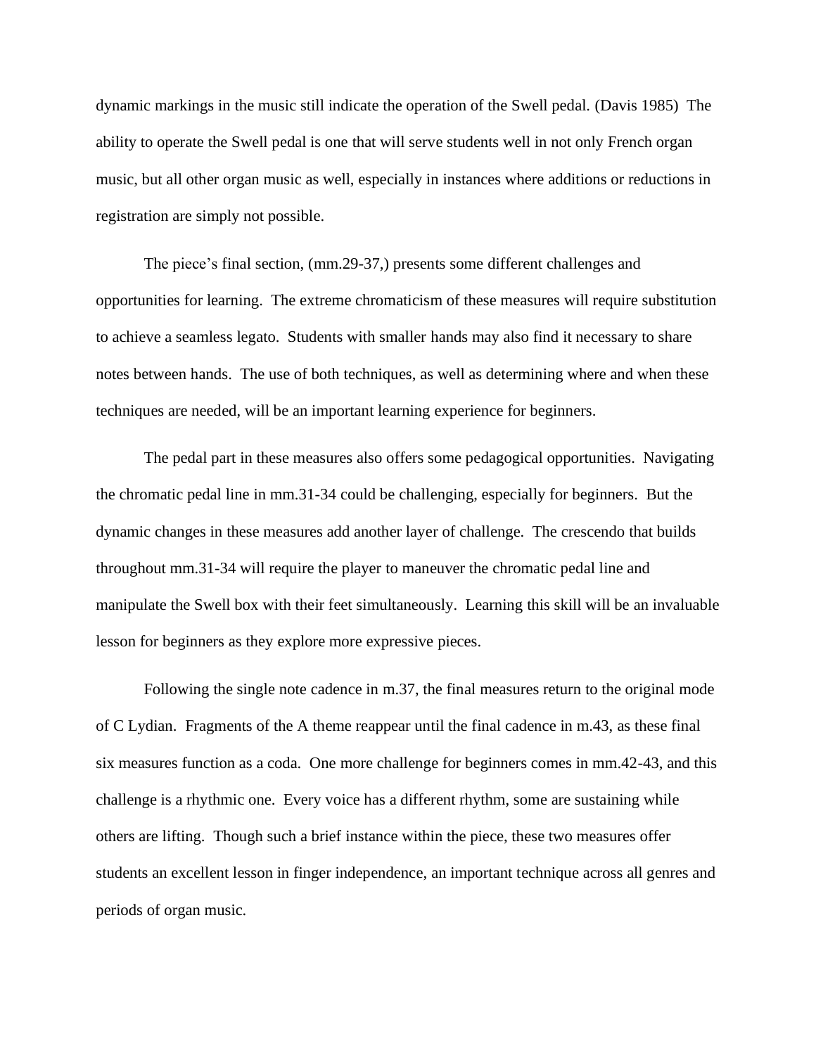dynamic markings in the music still indicate the operation of the Swell pedal. (Davis 1985) The ability to operate the Swell pedal is one that will serve students well in not only French organ music, but all other organ music as well, especially in instances where additions or reductions in registration are simply not possible.

The piece's final section, (mm.29-37,) presents some different challenges and opportunities for learning. The extreme chromaticism of these measures will require substitution to achieve a seamless legato. Students with smaller hands may also find it necessary to share notes between hands. The use of both techniques, as well as determining where and when these techniques are needed, will be an important learning experience for beginners.

The pedal part in these measures also offers some pedagogical opportunities. Navigating the chromatic pedal line in mm.31-34 could be challenging, especially for beginners. But the dynamic changes in these measures add another layer of challenge. The crescendo that builds throughout mm.31-34 will require the player to maneuver the chromatic pedal line and manipulate the Swell box with their feet simultaneously. Learning this skill will be an invaluable lesson for beginners as they explore more expressive pieces.

Following the single note cadence in m.37, the final measures return to the original mode of C Lydian. Fragments of the A theme reappear until the final cadence in m.43, as these final six measures function as a coda. One more challenge for beginners comes in mm.42-43, and this challenge is a rhythmic one. Every voice has a different rhythm, some are sustaining while others are lifting. Though such a brief instance within the piece, these two measures offer students an excellent lesson in finger independence, an important technique across all genres and periods of organ music.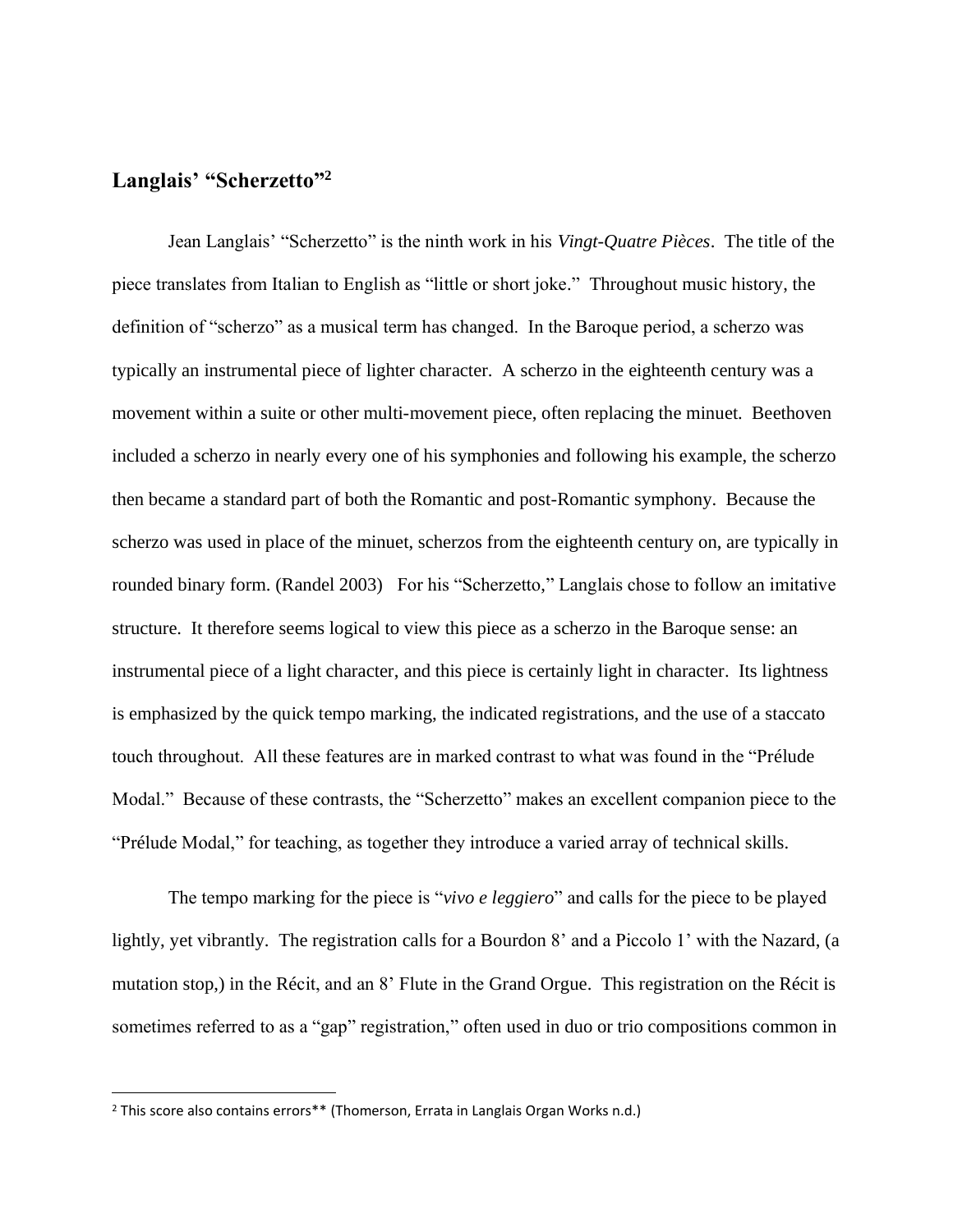## Langlais' "Scherzetto"[2]

Jean Langlais' "Scherzetto" is the ninth work in his *Vingt-Quatre Pièces*. The title of the piece translates from Italian to English as "little or short joke." Throughout music history, the definition of "scherzo" as a musical term has changed. In the Baroque period, a scherzo was typically an instrumental piece of lighter character. A scherzo in the eighteenth century was a movement within a suite or other multi-movement piece, often replacing the minuet. Beethoven included a scherzo in nearly every one of his symphonies and following his example, the scherzo then became a standard part of both the Romantic and post-Romantic symphony. Because the scherzo was used in place of the minuet, scherzos from the eighteenth century on, are typically in rounded binary form. (Randel 2003) For his "Scherzetto," Langlais chose to follow an imitative structure. It therefore seems logical to view this piece as a scherzo in the Baroque sense: an instrumental piece of a light character, and this piece is certainly light in character. Its lightness is emphasized by the quick tempo marking, the indicated registrations, and the use of a staccato touch throughout. All these features are in marked contrast to what was found in the "Prélude Modal." Because of these contrasts, the "Scherzetto" makes an excellent companion piece to the "Prélude Modal," for teaching, as together they introduce a varied array of technical skills.

The tempo marking for the piece is "*vivo e leggiero*" and calls for the piece to be played lightly, yet vibrantly. The registration calls for a Bourdon 8' and a Piccolo 1' with the Nazard, (a mutation stop,) in the Récit, and an 8' Flute in the Grand Orgue. This registration on the Récit is sometimes referred to as a "gap" registration," often used in duo or trio compositions common in

---

[2] This score also contains errors** (Thomerson, Errata in Langlais Organ Works n.d.)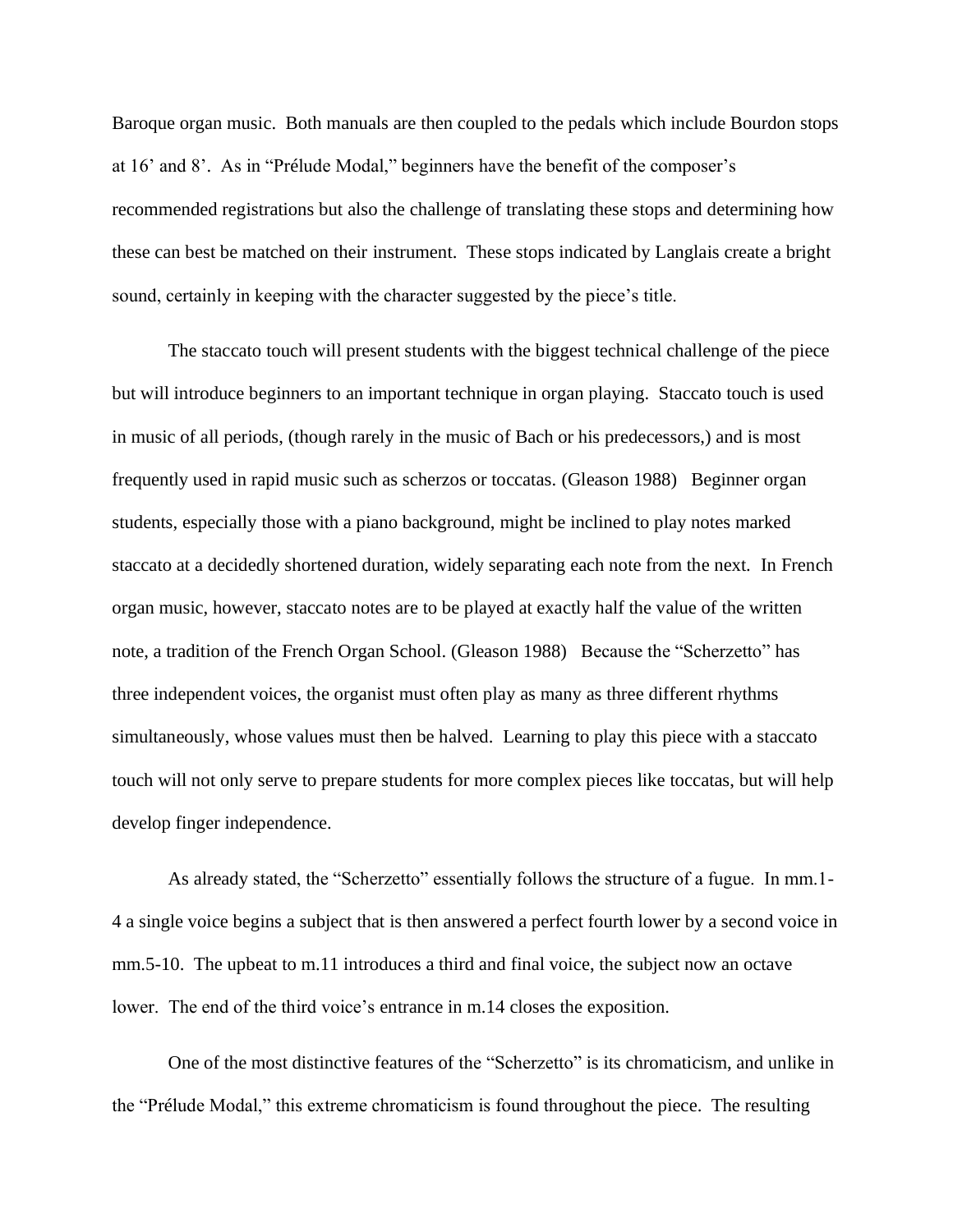Baroque organ music. Both manuals are then coupled to the pedals which include Bourdon stops at 16' and 8'. As in "Prélude Modal," beginners have the benefit of the composer's recommended registrations but also the challenge of translating these stops and determining how these can best be matched on their instrument. These stops indicated by Langlais create a bright sound, certainly in keeping with the character suggested by the piece's title.

The staccato touch will present students with the biggest technical challenge of the piece but will introduce beginners to an important technique in organ playing. Staccato touch is used in music of all periods, (though rarely in the music of Bach or his predecessors,) and is most frequently used in rapid music such as scherzos or toccatas. (Gleason 1988) Beginner organ students, especially those with a piano background, might be inclined to play notes marked staccato at a decidedly shortened duration, widely separating each note from the next. In French organ music, however, staccato notes are to be played at exactly half the value of the written note, a tradition of the French Organ School. (Gleason 1988) Because the "Scherzetto" has three independent voices, the organist must often play as many as three different rhythms simultaneously, whose values must then be halved. Learning to play this piece with a staccato touch will not only serve to prepare students for more complex pieces like toccatas, but will help develop finger independence.

As already stated, the "Scherzetto" essentially follows the structure of a fugue. In mm.1-4 a single voice begins a subject that is then answered a perfect fourth lower by a second voice in mm.5-10. The upbeat to m.11 introduces a third and final voice, the subject now an octave lower. The end of the third voice's entrance in m.14 closes the exposition.

One of the most distinctive features of the "Scherzetto" is its chromaticism, and unlike in the "Prélude Modal," this extreme chromaticism is found throughout the piece. The resulting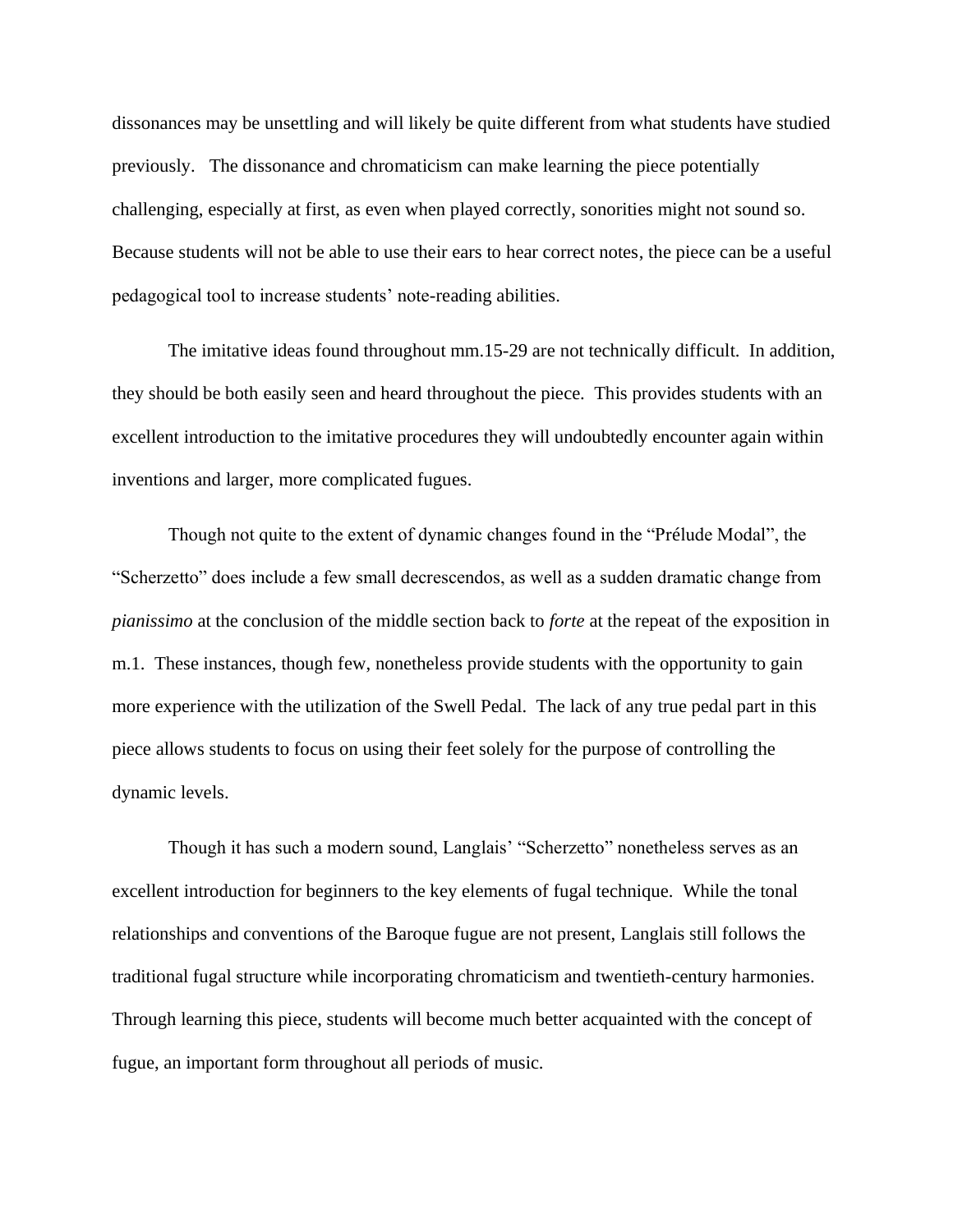dissonances may be unsettling and will likely be quite different from what students have studied previously. The dissonance and chromaticism can make learning the piece potentially challenging, especially at first, as even when played correctly, sonorities might not sound so. Because students will not be able to use their ears to hear correct notes, the piece can be a useful pedagogical tool to increase students' note-reading abilities.

The imitative ideas found throughout mm.15-29 are not technically difficult. In addition, they should be both easily seen and heard throughout the piece. This provides students with an excellent introduction to the imitative procedures they will undoubtedly encounter again within inventions and larger, more complicated fugues.

Though not quite to the extent of dynamic changes found in the "Prélude Modal", the "Scherzetto" does include a few small decrescendos, as well as a sudden dramatic change from *pianissimo* at the conclusion of the middle section back to *forte* at the repeat of the exposition in m.1. These instances, though few, nonetheless provide students with the opportunity to gain more experience with the utilization of the Swell Pedal. The lack of any true pedal part in this piece allows students to focus on using their feet solely for the purpose of controlling the dynamic levels.

Though it has such a modern sound, Langlais' "Scherzetto" nonetheless serves as an excellent introduction for beginners to the key elements of fugal technique. While the tonal relationships and conventions of the Baroque fugue are not present, Langlais still follows the traditional fugal structure while incorporating chromaticism and twentieth-century harmonies. Through learning this piece, students will become much better acquainted with the concept of fugue, an important form throughout all periods of music.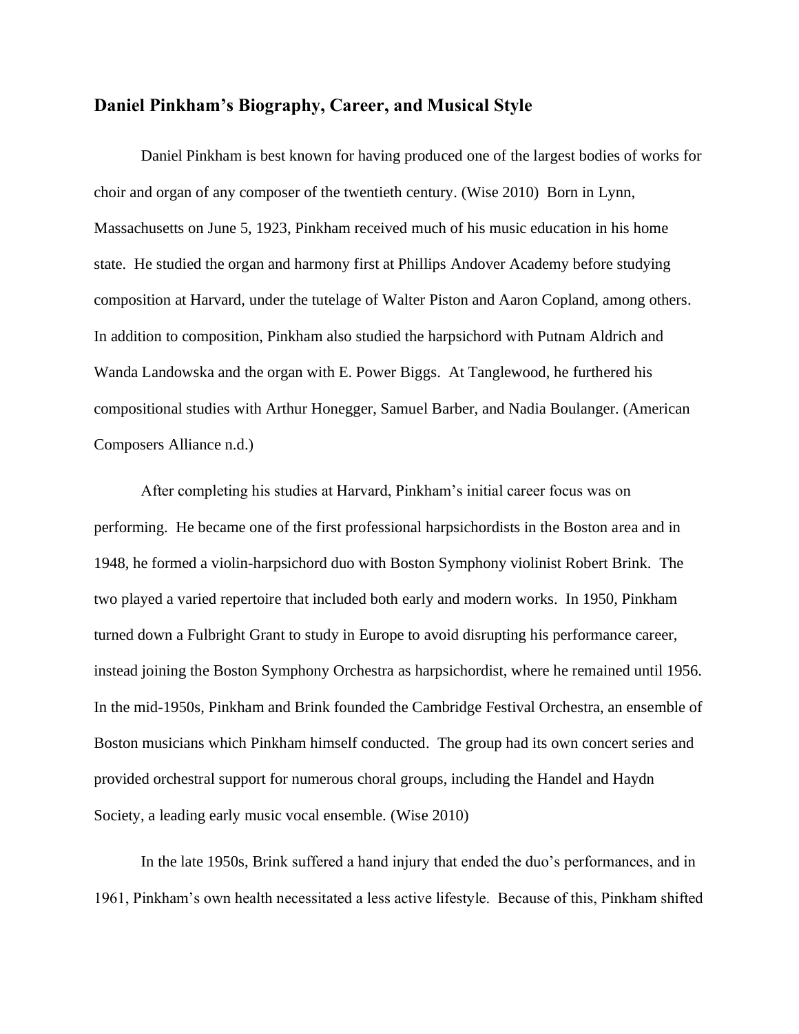## Daniel Pinkham's Biography, Career, and Musical Style

Daniel Pinkham is best known for having produced one of the largest bodies of works for choir and organ of any composer of the twentieth century. (Wise 2010) Born in Lynn, Massachusetts on June 5, 1923, Pinkham received much of his music education in his home state. He studied the organ and harmony first at Phillips Andover Academy before studying composition at Harvard, under the tutelage of Walter Piston and Aaron Copland, among others. In addition to composition, Pinkham also studied the harpsichord with Putnam Aldrich and Wanda Landowska and the organ with E. Power Biggs. At Tanglewood, he furthered his compositional studies with Arthur Honegger, Samuel Barber, and Nadia Boulanger. (American Composers Alliance n.d.)

After completing his studies at Harvard, Pinkham's initial career focus was on performing. He became one of the first professional harpsichordists in the Boston area and in 1948, he formed a violin-harpsichord duo with Boston Symphony violinist Robert Brink. The two played a varied repertoire that included both early and modern works. In 1950, Pinkham turned down a Fulbright Grant to study in Europe to avoid disrupting his performance career, instead joining the Boston Symphony Orchestra as harpsichordist, where he remained until 1956. In the mid-1950s, Pinkham and Brink founded the Cambridge Festival Orchestra, an ensemble of Boston musicians which Pinkham himself conducted. The group had its own concert series and provided orchestral support for numerous choral groups, including the Handel and Haydn Society, a leading early music vocal ensemble. (Wise 2010)

In the late 1950s, Brink suffered a hand injury that ended the duo's performances, and in 1961, Pinkham's own health necessitated a less active lifestyle. Because of this, Pinkham shifted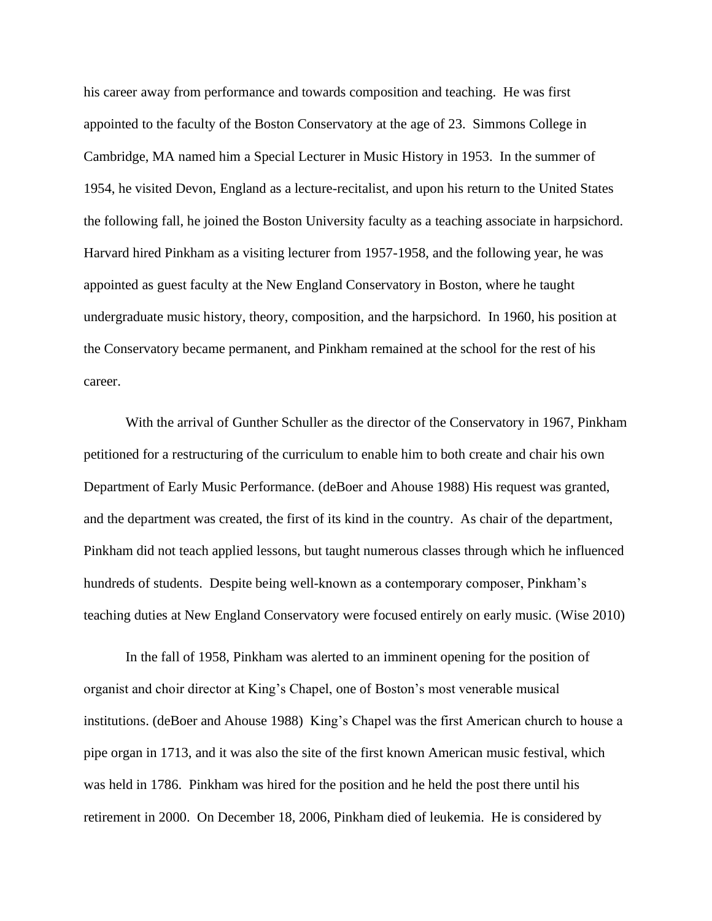his career away from performance and towards composition and teaching. He was first appointed to the faculty of the Boston Conservatory at the age of 23. Simmons College in Cambridge, MA named him a Special Lecturer in Music History in 1953. In the summer of 1954, he visited Devon, England as a lecture-recitalist, and upon his return to the United States the following fall, he joined the Boston University faculty as a teaching associate in harpsichord. Harvard hired Pinkham as a visiting lecturer from 1957-1958, and the following year, he was appointed as guest faculty at the New England Conservatory in Boston, where he taught undergraduate music history, theory, composition, and the harpsichord. In 1960, his position at the Conservatory became permanent, and Pinkham remained at the school for the rest of his career.

With the arrival of Gunther Schuller as the director of the Conservatory in 1967, Pinkham petitioned for a restructuring of the curriculum to enable him to both create and chair his own Department of Early Music Performance. (deBoer and Ahouse 1988) His request was granted, and the department was created, the first of its kind in the country. As chair of the department, Pinkham did not teach applied lessons, but taught numerous classes through which he influenced hundreds of students. Despite being well-known as a contemporary composer, Pinkham's teaching duties at New England Conservatory were focused entirely on early music. (Wise 2010)

In the fall of 1958, Pinkham was alerted to an imminent opening for the position of organist and choir director at King's Chapel, one of Boston's most venerable musical institutions. (deBoer and Ahouse 1988) King's Chapel was the first American church to house a pipe organ in 1713, and it was also the site of the first known American music festival, which was held in 1786. Pinkham was hired for the position and he held the post there until his retirement in 2000. On December 18, 2006, Pinkham died of leukemia. He is considered by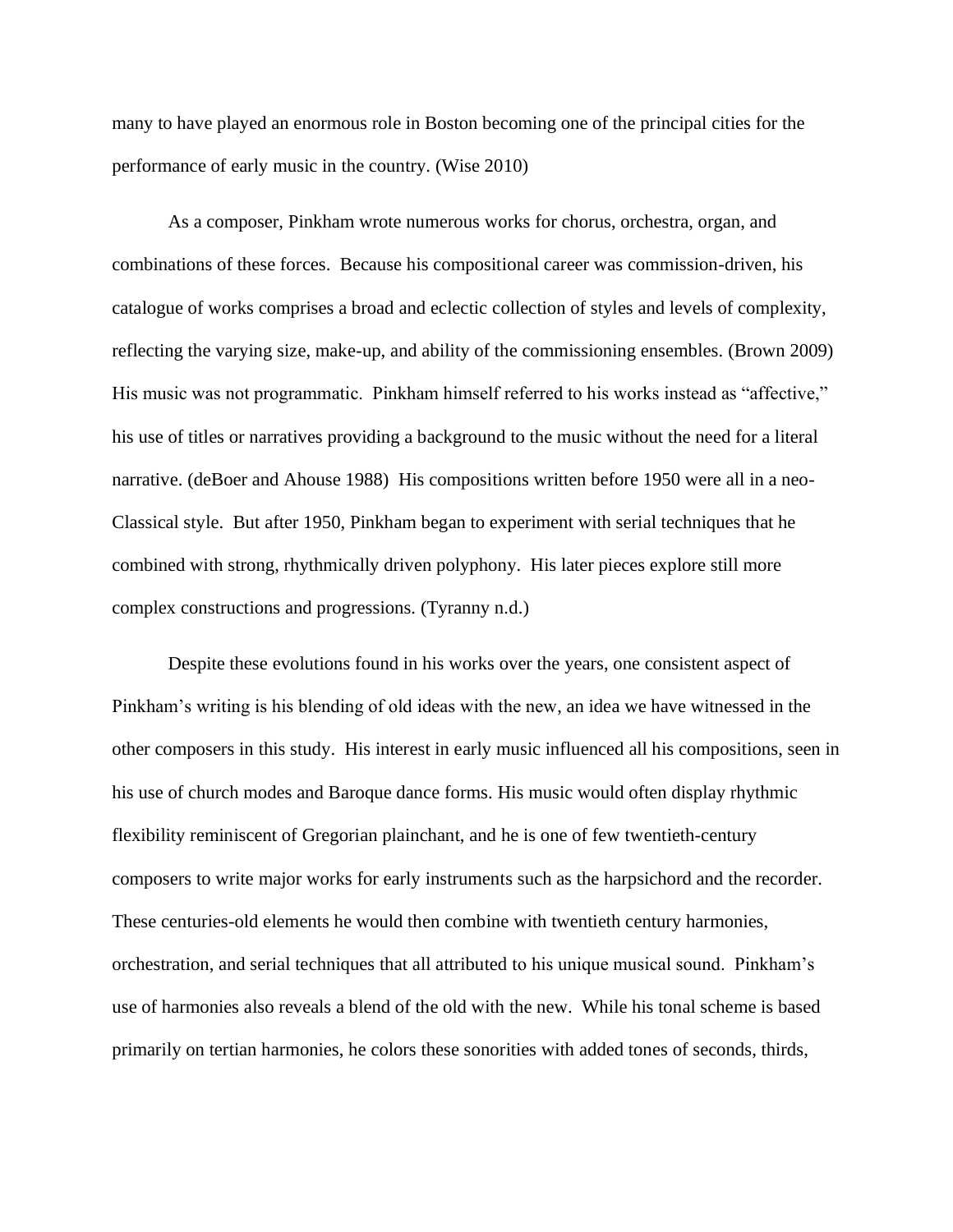many to have played an enormous role in Boston becoming one of the principal cities for the performance of early music in the country. (Wise 2010)

As a composer, Pinkham wrote numerous works for chorus, orchestra, organ, and combinations of these forces. Because his compositional career was commission-driven, his catalogue of works comprises a broad and eclectic collection of styles and levels of complexity, reflecting the varying size, make-up, and ability of the commissioning ensembles. (Brown 2009) His music was not programmatic. Pinkham himself referred to his works instead as "affective," his use of titles or narratives providing a background to the music without the need for a literal narrative. (deBoer and Ahouse 1988) His compositions written before 1950 were all in a neo-Classical style. But after 1950, Pinkham began to experiment with serial techniques that he combined with strong, rhythmically driven polyphony. His later pieces explore still more complex constructions and progressions. (Tyranny n.d.)

Despite these evolutions found in his works over the years, one consistent aspect of Pinkham's writing is his blending of old ideas with the new, an idea we have witnessed in the other composers in this study. His interest in early music influenced all his compositions, seen in his use of church modes and Baroque dance forms. His music would often display rhythmic flexibility reminiscent of Gregorian plainchant, and he is one of few twentieth-century composers to write major works for early instruments such as the harpsichord and the recorder. These centuries-old elements he would then combine with twentieth century harmonies, orchestration, and serial techniques that all attributed to his unique musical sound. Pinkham's use of harmonies also reveals a blend of the old with the new. While his tonal scheme is based primarily on tertian harmonies, he colors these sonorities with added tones of seconds, thirds,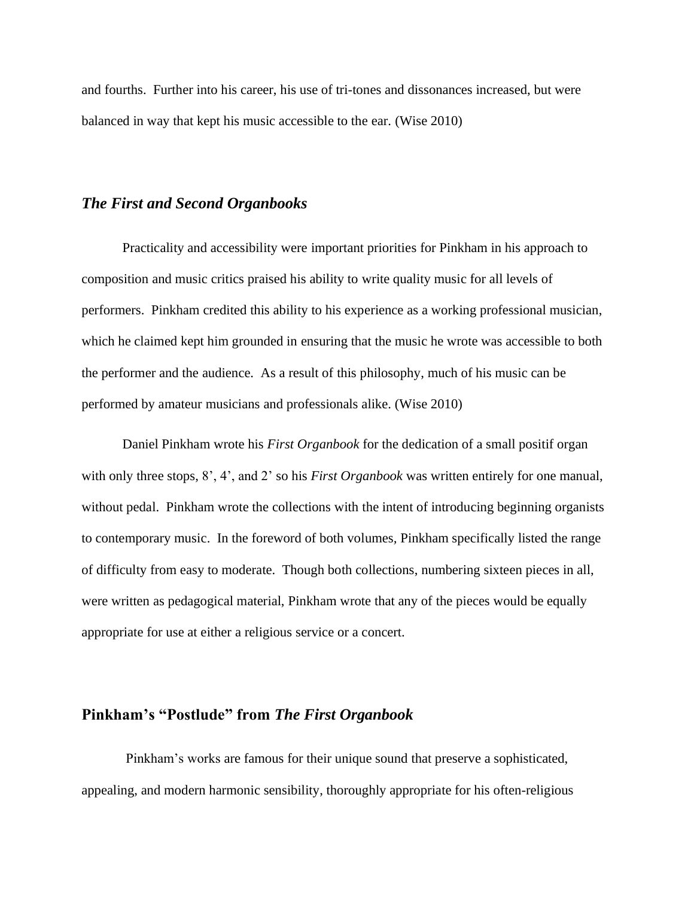and fourths. Further into his career, his use of tri-tones and dissonances increased, but were balanced in way that kept his music accessible to the ear. (Wise 2010)

## *The First and Second Organbooks*

Practicality and accessibility were important priorities for Pinkham in his approach to composition and music critics praised his ability to write quality music for all levels of performers. Pinkham credited this ability to his experience as a working professional musician, which he claimed kept him grounded in ensuring that the music he wrote was accessible to both the performer and the audience. As a result of this philosophy, much of his music can be performed by amateur musicians and professionals alike. (Wise 2010)

Daniel Pinkham wrote his *First Organbook* for the dedication of a small positif organ with only three stops, 8', 4', and 2' so his *First Organbook* was written entirely for one manual, without pedal. Pinkham wrote the collections with the intent of introducing beginning organists to contemporary music. In the foreword of both volumes, Pinkham specifically listed the range of difficulty from easy to moderate. Though both collections, numbering sixteen pieces in all, were written as pedagogical material, Pinkham wrote that any of the pieces would be equally appropriate for use at either a religious service or a concert.

## Pinkham's "Postlude" from *The First Organbook*

Pinkham's works are famous for their unique sound that preserve a sophisticated, appealing, and modern harmonic sensibility, thoroughly appropriate for his often-religious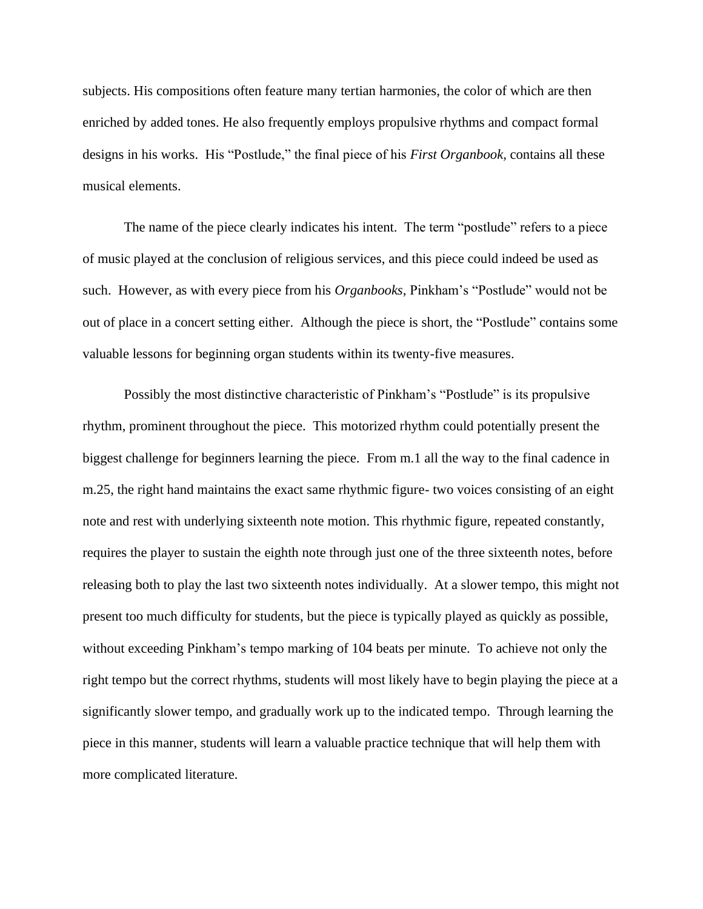subjects. His compositions often feature many tertian harmonies, the color of which are then enriched by added tones. He also frequently employs propulsive rhythms and compact formal designs in his works.  His "Postlude," the final piece of his *First Organbook,* contains all these musical elements.

The name of the piece clearly indicates his intent.  The term "postlude" refers to a piece of music played at the conclusion of religious services, and this piece could indeed be used as such.  However, as with every piece from his *Organbooks,* Pinkham's "Postlude" would not be out of place in a concert setting either.  Although the piece is short, the "Postlude" contains some valuable lessons for beginning organ students within its twenty-five measures.

Possibly the most distinctive characteristic of Pinkham's "Postlude" is its propulsive rhythm, prominent throughout the piece.  This motorized rhythm could potentially present the biggest challenge for beginners learning the piece.  From m.1 all the way to the final cadence in m.25, the right hand maintains the exact same rhythmic figure- two voices consisting of an eight note and rest with underlying sixteenth note motion. This rhythmic figure, repeated constantly, requires the player to sustain the eighth note through just one of the three sixteenth notes, before releasing both to play the last two sixteenth notes individually.  At a slower tempo, this might not present too much difficulty for students, but the piece is typically played as quickly as possible, without exceeding Pinkham's tempo marking of 104 beats per minute.  To achieve not only the right tempo but the correct rhythms, students will most likely have to begin playing the piece at a significantly slower tempo, and gradually work up to the indicated tempo.  Through learning the piece in this manner, students will learn a valuable practice technique that will help them with more complicated literature.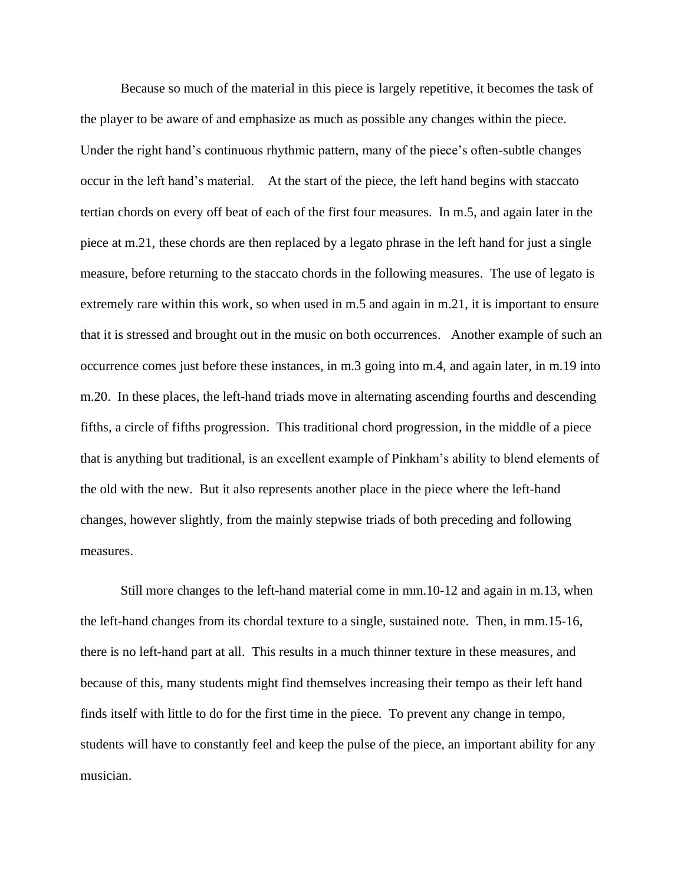Because so much of the material in this piece is largely repetitive, it becomes the task of the player to be aware of and emphasize as much as possible any changes within the piece. Under the right hand's continuous rhythmic pattern, many of the piece's often-subtle changes occur in the left hand's material. At the start of the piece, the left hand begins with staccato tertian chords on every off beat of each of the first four measures. In m.5, and again later in the piece at m.21, these chords are then replaced by a legato phrase in the left hand for just a single measure, before returning to the staccato chords in the following measures. The use of legato is extremely rare within this work, so when used in m.5 and again in m.21, it is important to ensure that it is stressed and brought out in the music on both occurrences. Another example of such an occurrence comes just before these instances, in m.3 going into m.4, and again later, in m.19 into m.20. In these places, the left-hand triads move in alternating ascending fourths and descending fifths, a circle of fifths progression. This traditional chord progression, in the middle of a piece that is anything but traditional, is an excellent example of Pinkham's ability to blend elements of the old with the new. But it also represents another place in the piece where the left-hand changes, however slightly, from the mainly stepwise triads of both preceding and following measures.

Still more changes to the left-hand material come in mm.10-12 and again in m.13, when the left-hand changes from its chordal texture to a single, sustained note. Then, in mm.15-16, there is no left-hand part at all. This results in a much thinner texture in these measures, and because of this, many students might find themselves increasing their tempo as their left hand finds itself with little to do for the first time in the piece. To prevent any change in tempo, students will have to constantly feel and keep the pulse of the piece, an important ability for any musician.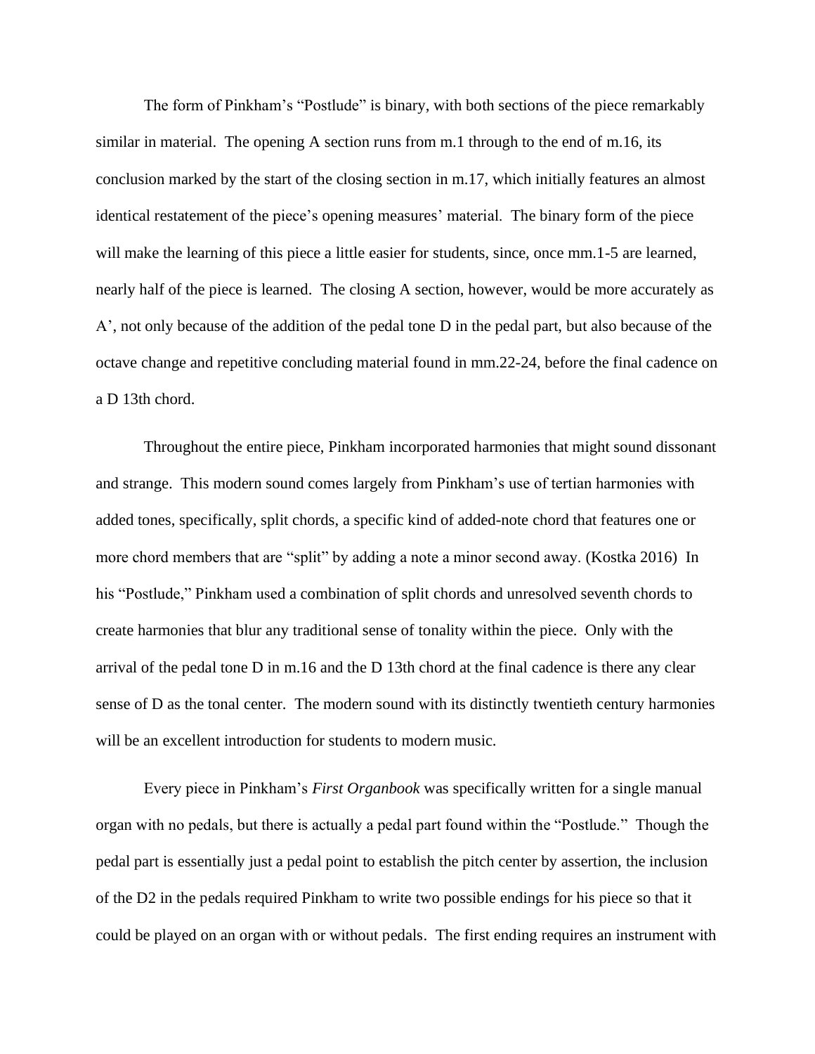The form of Pinkham's "Postlude" is binary, with both sections of the piece remarkably similar in material. The opening A section runs from m.1 through to the end of m.16, its conclusion marked by the start of the closing section in m.17, which initially features an almost identical restatement of the piece's opening measures' material. The binary form of the piece will make the learning of this piece a little easier for students, since, once mm.1-5 are learned, nearly half of the piece is learned. The closing A section, however, would be more accurately as A', not only because of the addition of the pedal tone D in the pedal part, but also because of the octave change and repetitive concluding material found in mm.22-24, before the final cadence on a D 13th chord.

Throughout the entire piece, Pinkham incorporated harmonies that might sound dissonant and strange. This modern sound comes largely from Pinkham's use of tertian harmonies with added tones, specifically, split chords, a specific kind of added-note chord that features one or more chord members that are "split" by adding a note a minor second away. (Kostka 2016) In his "Postlude," Pinkham used a combination of split chords and unresolved seventh chords to create harmonies that blur any traditional sense of tonality within the piece. Only with the arrival of the pedal tone D in m.16 and the D 13th chord at the final cadence is there any clear sense of D as the tonal center. The modern sound with its distinctly twentieth century harmonies will be an excellent introduction for students to modern music.

Every piece in Pinkham's *First Organbook* was specifically written for a single manual organ with no pedals, but there is actually a pedal part found within the "Postlude." Though the pedal part is essentially just a pedal point to establish the pitch center by assertion, the inclusion of the D2 in the pedals required Pinkham to write two possible endings for his piece so that it could be played on an organ with or without pedals. The first ending requires an instrument with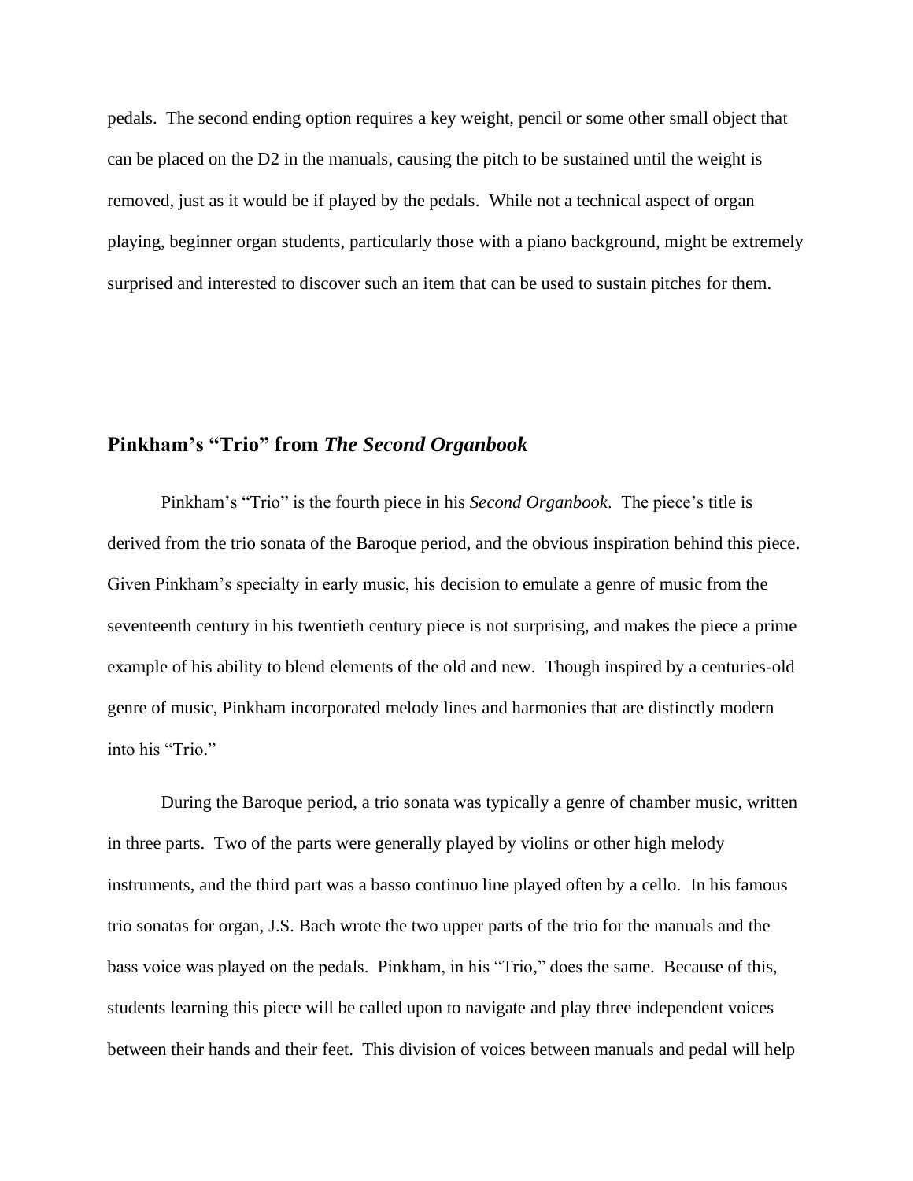pedals. The second ending option requires a key weight, pencil or some other small object that can be placed on the D2 in the manuals, causing the pitch to be sustained until the weight is removed, just as it would be if played by the pedals. While not a technical aspect of organ playing, beginner organ students, particularly those with a piano background, might be extremely surprised and interested to discover such an item that can be used to sustain pitches for them.

## Pinkham's "Trio" from *The Second Organbook*

Pinkham's "Trio" is the fourth piece in his *Second Organbook*. The piece's title is derived from the trio sonata of the Baroque period, and the obvious inspiration behind this piece. Given Pinkham's specialty in early music, his decision to emulate a genre of music from the seventeenth century in his twentieth century piece is not surprising, and makes the piece a prime example of his ability to blend elements of the old and new. Though inspired by a centuries-old genre of music, Pinkham incorporated melody lines and harmonies that are distinctly modern into his "Trio."

During the Baroque period, a trio sonata was typically a genre of chamber music, written in three parts. Two of the parts were generally played by violins or other high melody instruments, and the third part was a basso continuo line played often by a cello. In his famous trio sonatas for organ, J.S. Bach wrote the two upper parts of the trio for the manuals and the bass voice was played on the pedals. Pinkham, in his "Trio," does the same. Because of this, students learning this piece will be called upon to navigate and play three independent voices between their hands and their feet. This division of voices between manuals and pedal will help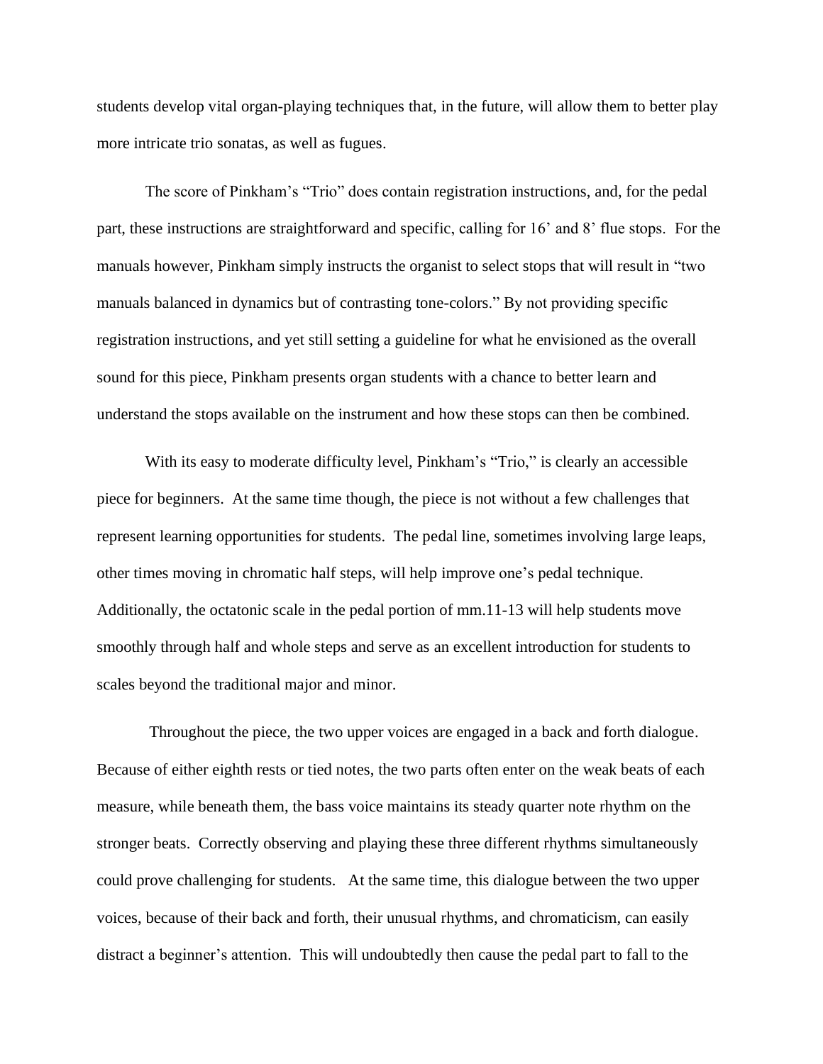students develop vital organ-playing techniques that, in the future, will allow them to better play more intricate trio sonatas, as well as fugues.

The score of Pinkham's "Trio" does contain registration instructions, and, for the pedal part, these instructions are straightforward and specific, calling for 16' and 8' flue stops. For the manuals however, Pinkham simply instructs the organist to select stops that will result in "two manuals balanced in dynamics but of contrasting tone-colors." By not providing specific registration instructions, and yet still setting a guideline for what he envisioned as the overall sound for this piece, Pinkham presents organ students with a chance to better learn and understand the stops available on the instrument and how these stops can then be combined.

With its easy to moderate difficulty level, Pinkham's "Trio," is clearly an accessible piece for beginners. At the same time though, the piece is not without a few challenges that represent learning opportunities for students. The pedal line, sometimes involving large leaps, other times moving in chromatic half steps, will help improve one's pedal technique. Additionally, the octatonic scale in the pedal portion of mm.11-13 will help students move smoothly through half and whole steps and serve as an excellent introduction for students to scales beyond the traditional major and minor.

Throughout the piece, the two upper voices are engaged in a back and forth dialogue. Because of either eighth rests or tied notes, the two parts often enter on the weak beats of each measure, while beneath them, the bass voice maintains its steady quarter note rhythm on the stronger beats. Correctly observing and playing these three different rhythms simultaneously could prove challenging for students. At the same time, this dialogue between the two upper voices, because of their back and forth, their unusual rhythms, and chromaticism, can easily distract a beginner's attention. This will undoubtedly then cause the pedal part to fall to the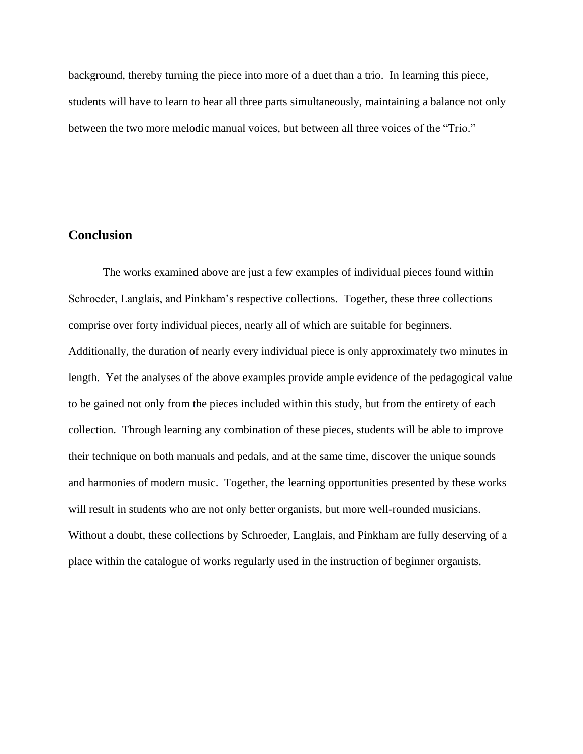background, thereby turning the piece into more of a duet than a trio. In learning this piece, students will have to learn to hear all three parts simultaneously, maintaining a balance not only between the two more melodic manual voices, but between all three voices of the "Trio."

## Conclusion

The works examined above are just a few examples of individual pieces found within Schroeder, Langlais, and Pinkham's respective collections. Together, these three collections comprise over forty individual pieces, nearly all of which are suitable for beginners. Additionally, the duration of nearly every individual piece is only approximately two minutes in length. Yet the analyses of the above examples provide ample evidence of the pedagogical value to be gained not only from the pieces included within this study, but from the entirety of each collection. Through learning any combination of these pieces, students will be able to improve their technique on both manuals and pedals, and at the same time, discover the unique sounds and harmonies of modern music. Together, the learning opportunities presented by these works will result in students who are not only better organists, but more well-rounded musicians. Without a doubt, these collections by Schroeder, Langlais, and Pinkham are fully deserving of a place within the catalogue of works regularly used in the instruction of beginner organists.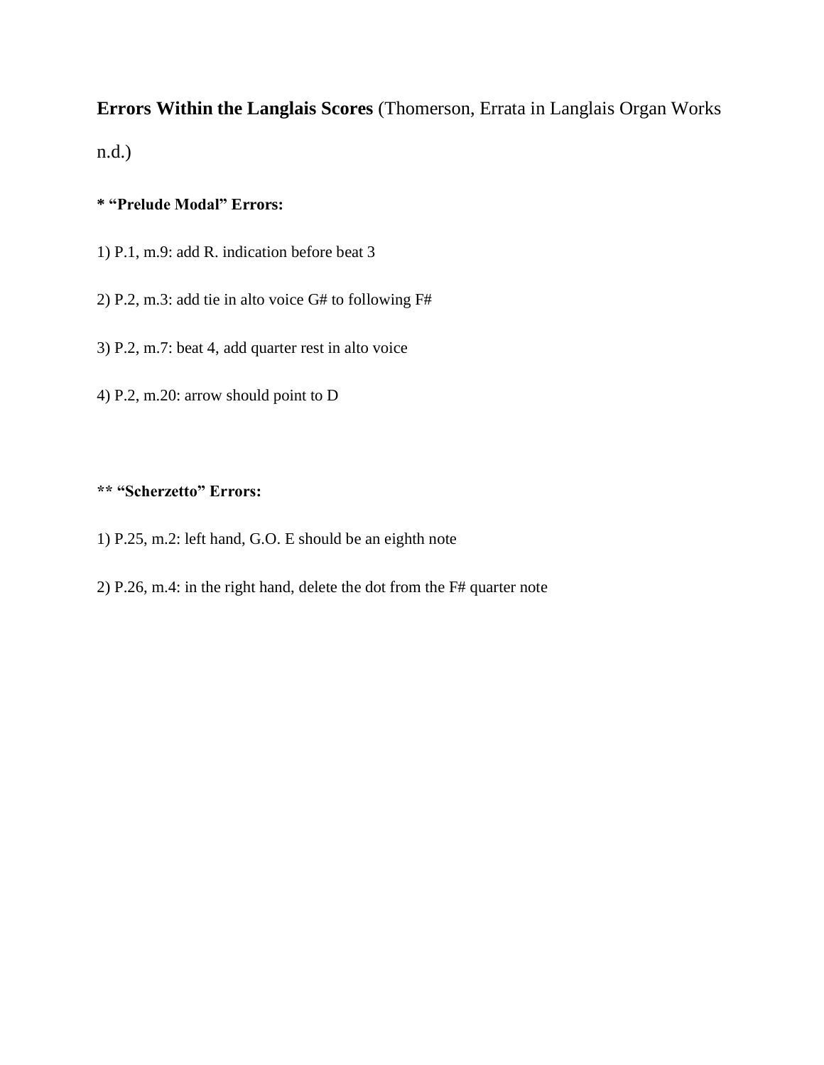**Errors Within the Langlais Scores** (Thomerson, Errata in Langlais Organ Works n.d.)

**\* "Prelude Modal" Errors:**

1) P.1, m.9: add R. indication before beat 3

2) P.2, m.3: add tie in alto voice G# to following F#

3) P.2, m.7: beat 4, add quarter rest in alto voice

4) P.2, m.20: arrow should point to D

**\*\* "Scherzetto" Errors:**

1) P.25, m.2: left hand, G.O. E should be an eighth note

2) P.26, m.4: in the right hand, delete the dot from the F# quarter note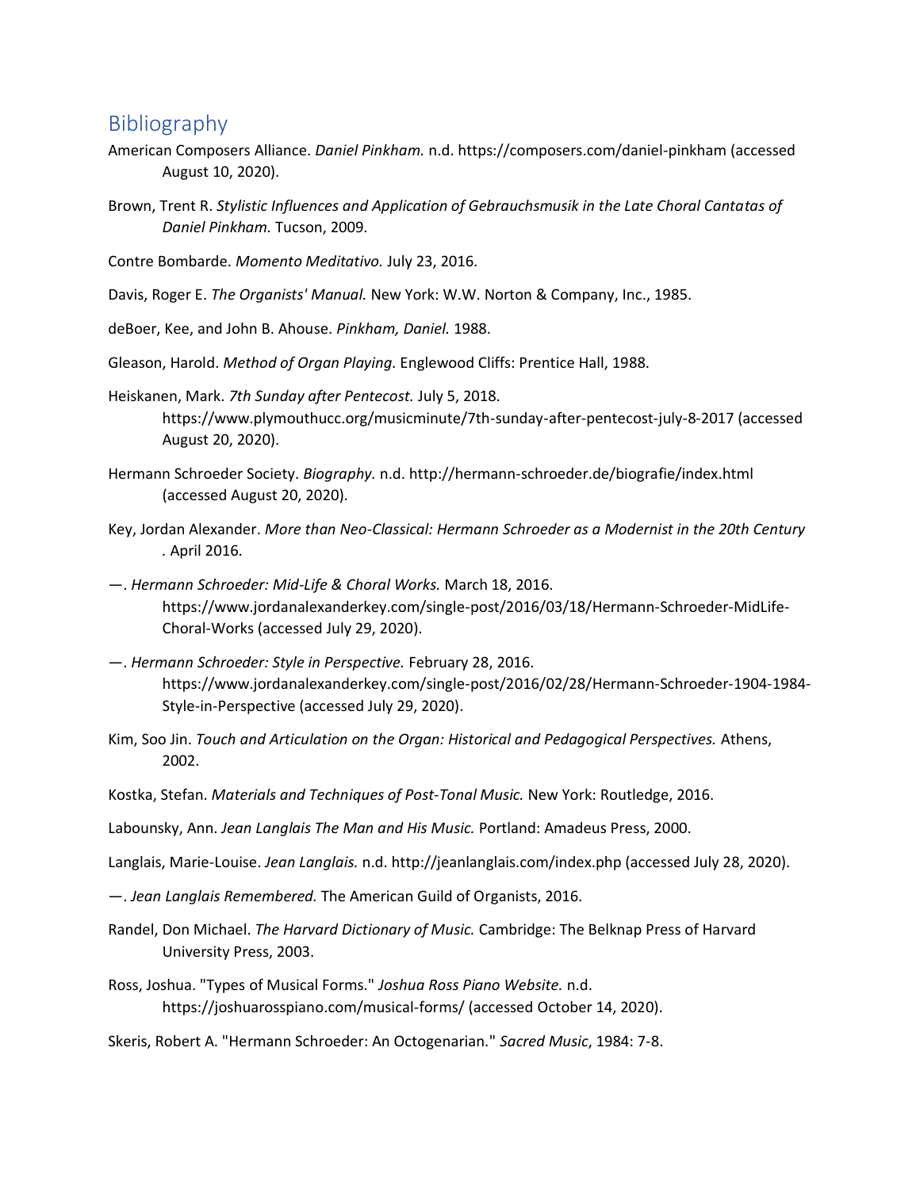## Bibliography

American Composers Alliance. *Daniel Pinkham.* n.d. https://composers.com/daniel-pinkham (accessed August 10, 2020).

Brown, Trent R. *Stylistic Influences and Application of Gebrauchsmusik in the Late Choral Cantatas of Daniel Pinkham.* Tucson, 2009.

Contre Bombarde. *Momento Meditativo.* July 23, 2016.

Davis, Roger E. *The Organists' Manual.* New York: W.W. Norton & Company, Inc., 1985.

deBoer, Kee, and John B. Ahouse. *Pinkham, Daniel.* 1988.

Gleason, Harold. *Method of Organ Playing.* Englewood Cliffs: Prentice Hall, 1988.

Heiskanen, Mark. *7th Sunday after Pentecost.* July 5, 2018. https://www.plymouthucc.org/musicminute/7th-sunday-after-pentecost-july-8-2017 (accessed August 20, 2020).

Hermann Schroeder Society. *Biography.* n.d. http://hermann-schroeder.de/biografie/index.html (accessed August 20, 2020).

Key, Jordan Alexander. *More than Neo-Classical: Hermann Schroeder as a Modernist in the 20th Century* . April 2016.

—. *Hermann Schroeder: Mid-Life & Choral Works.* March 18, 2016. https://www.jordanalexanderkey.com/single-post/2016/03/18/Hermann-Schroeder-MidLife-Choral-Works (accessed July 29, 2020).

—. *Hermann Schroeder: Style in Perspective.* February 28, 2016. https://www.jordanalexanderkey.com/single-post/2016/02/28/Hermann-Schroeder-1904-1984-Style-in-Perspective (accessed July 29, 2020).

Kim, Soo Jin. *Touch and Articulation on the Organ: Historical and Pedagogical Perspectives.* Athens, 2002.

Kostka, Stefan. *Materials and Techniques of Post-Tonal Music.* New York: Routledge, 2016.

Labounsky, Ann. *Jean Langlais The Man and His Music.* Portland: Amadeus Press, 2000.

Langlais, Marie-Louise. *Jean Langlais.* n.d. http://jeanlanglais.com/index.php (accessed July 28, 2020).

—. *Jean Langlais Remembered.* The American Guild of Organists, 2016.

Randel, Don Michael. *The Harvard Dictionary of Music.* Cambridge: The Belknap Press of Harvard University Press, 2003.

Ross, Joshua. "Types of Musical Forms." *Joshua Ross Piano Website.* n.d. https://joshuarosspiano.com/musical-forms/ (accessed October 14, 2020).

Skeris, Robert A. "Hermann Schroeder: An Octogenarian." *Sacred Music*, 1984: 7-8.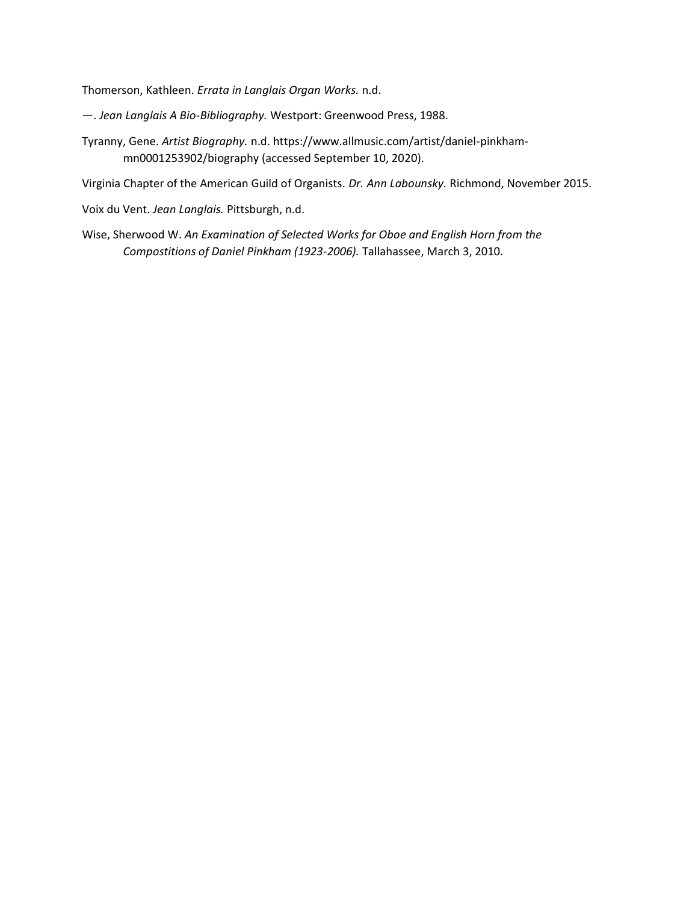Thomerson, Kathleen. *Errata in Langlais Organ Works.* n.d.

—. *Jean Langlais A Bio-Bibliography.* Westport: Greenwood Press, 1988.

Tyranny, Gene. *Artist Biography.* n.d. https://www.allmusic.com/artist/daniel-pinkham-mn0001253902/biography (accessed September 10, 2020).

Virginia Chapter of the American Guild of Organists. *Dr. Ann Labounsky.* Richmond, November 2015.

Voix du Vent. *Jean Langlais.* Pittsburgh, n.d.

Wise, Sherwood W. *An Examination of Selected Works for Oboe and English Horn from the Compostitions of Daniel Pinkham (1923-2006).* Tallahassee, March 3, 2010.